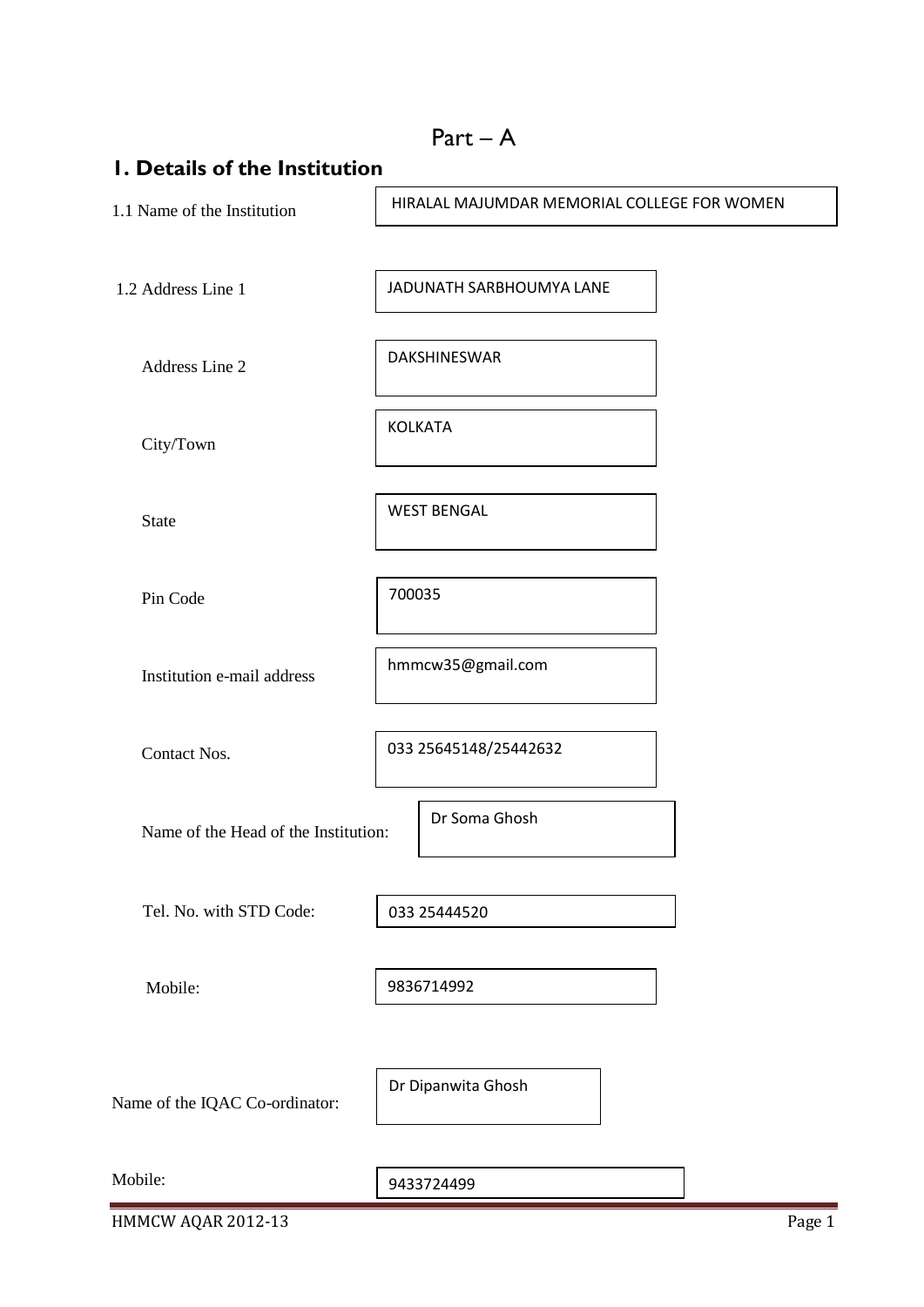# Part – A

## 1. Details of the Institution

| | |
|---|---|
| 1.1 Name of the Institution | HIRALAL MAJUMDAR MEMORIAL COLLEGE FOR WOMEN |
| 1.2 Address Line 1 | JADUNATH SARBHOUMYA LANE |
| Address Line 2 | DAKSHINESWAR |
| City/Town | KOLKATA |
| State | WEST BENGAL |
| Pin Code | 700035 |
| Institution e-mail address | hmmcw35@gmail.com |
| Contact Nos. | 033 25645148/25442632 |
| Name of the Head of the Institution: | Dr Soma Ghosh |
| Tel. No. with STD Code: | 033 25444520 |
| Mobile: | 9836714992 |
| Name of the IQAC Co-ordinator: | Dr Dipanwita Ghosh |
| Mobile: | 9433724499 |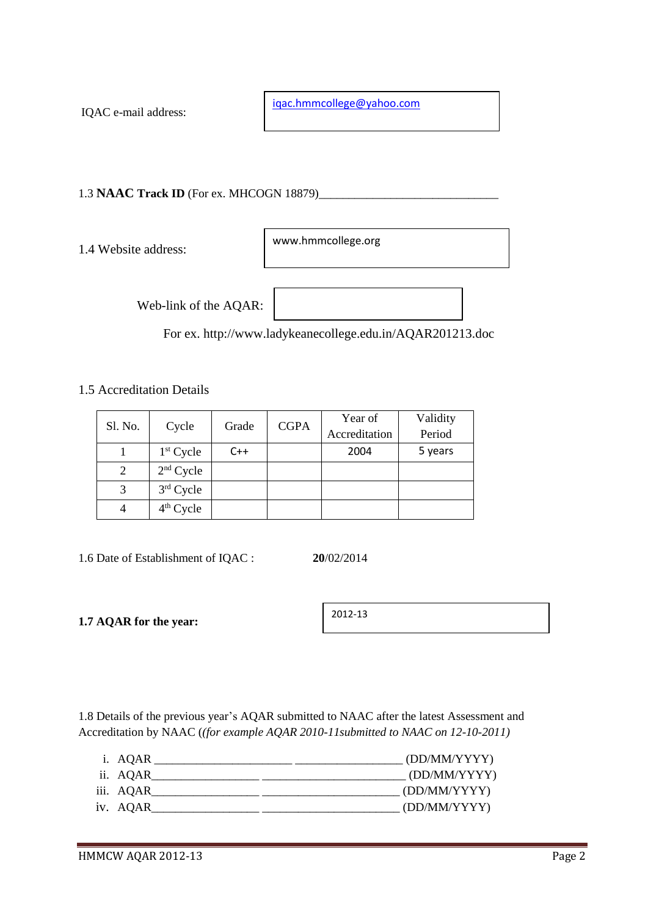IQAC e-mail address: iqac.hmmcollege@yahoo.com

1.3 **NAAC Track ID** (For ex. MHCOGN 18879)______________________________

1.4 Website address: www.hmmcollege.org

Web-link of the AQAR:

For ex. http://www.ladykeanecollege.edu.in/AQAR201213.doc

1.5 Accreditation Details

| Sl. No. | Cycle | Grade | CGPA | Year of Accreditation | Validity Period |
|---|---|---|---|---|---|
| 1 | 1st Cycle | C++ | | 2004 | 5 years |
| 2 | 2nd Cycle | | | | |
| 3 | 3rd Cycle | | | | |
| 4 | 4th Cycle | | | | |

1.6 Date of Establishment of IQAC : **20**/02/2014

**1.7 AQAR for the year:** 2012-13

1.8 Details of the previous year's AQAR submitted to NAAC after the latest Assessment and Accreditation by NAAC (*(for example AQAR 2010-11submitted to NAAC on 12-10-2011)*

i. AQAR _______________________ __________________ (DD/MM/YYYY)
ii. AQAR__________________ ________________________ (DD/MM/YYYY)
iii. AQAR__________________ _______________________ (DD/MM/YYYY)
iv. AQAR__________________ _______________________ (DD/MM/YYYY)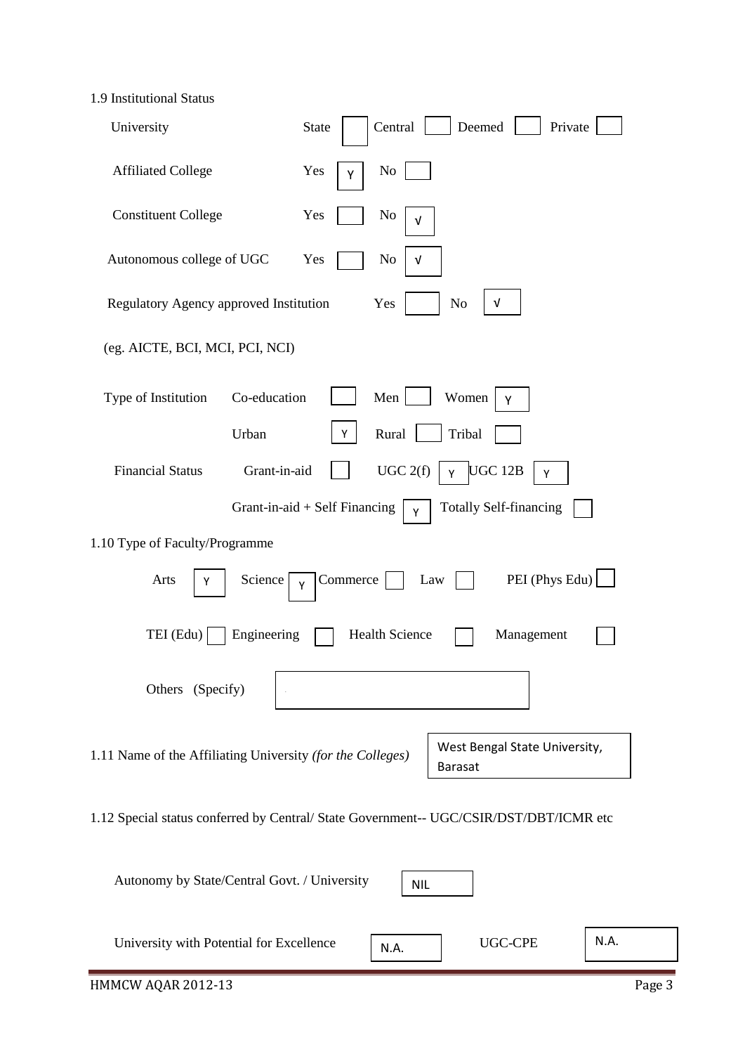1.9 Institutional Status

| | | |
|---|---|---|
| University | State [ ] Central [ ] Deemed [ ] Private [ ] | |
| Affiliated College | Yes [Y] No [ ] | |
| Constituent College | Yes [ ] No [√] | |
| Autonomous college of UGC | Yes [ ] No [√] | |
| Regulatory Agency approved Institution (eg. AICTE, BCI, MCI, PCI, NCI) | Yes [ ] No [√] | |

| | | |
|---|---|---|
| Type of Institution | Co-education [ ] Men [ ] Women [Y] | |
| | Urban [Y] Rural [ ] Tribal [ ] | |
| Financial Status | Grant-in-aid [ ] UGC 2(f) [Y] UGC 12B [Y] | |
| | Grant-in-aid + Self Financing [Y] Totally Self-financing [ ] | |

1.10 Type of Faculty/Programme

Arts [Y] Science [Y] Commerce [ ] Law [ ] PEI (Phys Edu) [ ]

TEI (Edu) [ ] Engineering [ ] Health Science [ ] Management [ ]

Others (Specify) [ ]

1.11 Name of the Affiliating University *(for the Colleges)*: West Bengal State University, Barasat

1.12 Special status conferred by Central/ State Government-- UGC/CSIR/DST/DBT/ICMR etc

Autonomy by State/Central Govt. / University: NIL

University with Potential for Excellence: N.A.    UGC-CPE: N.A.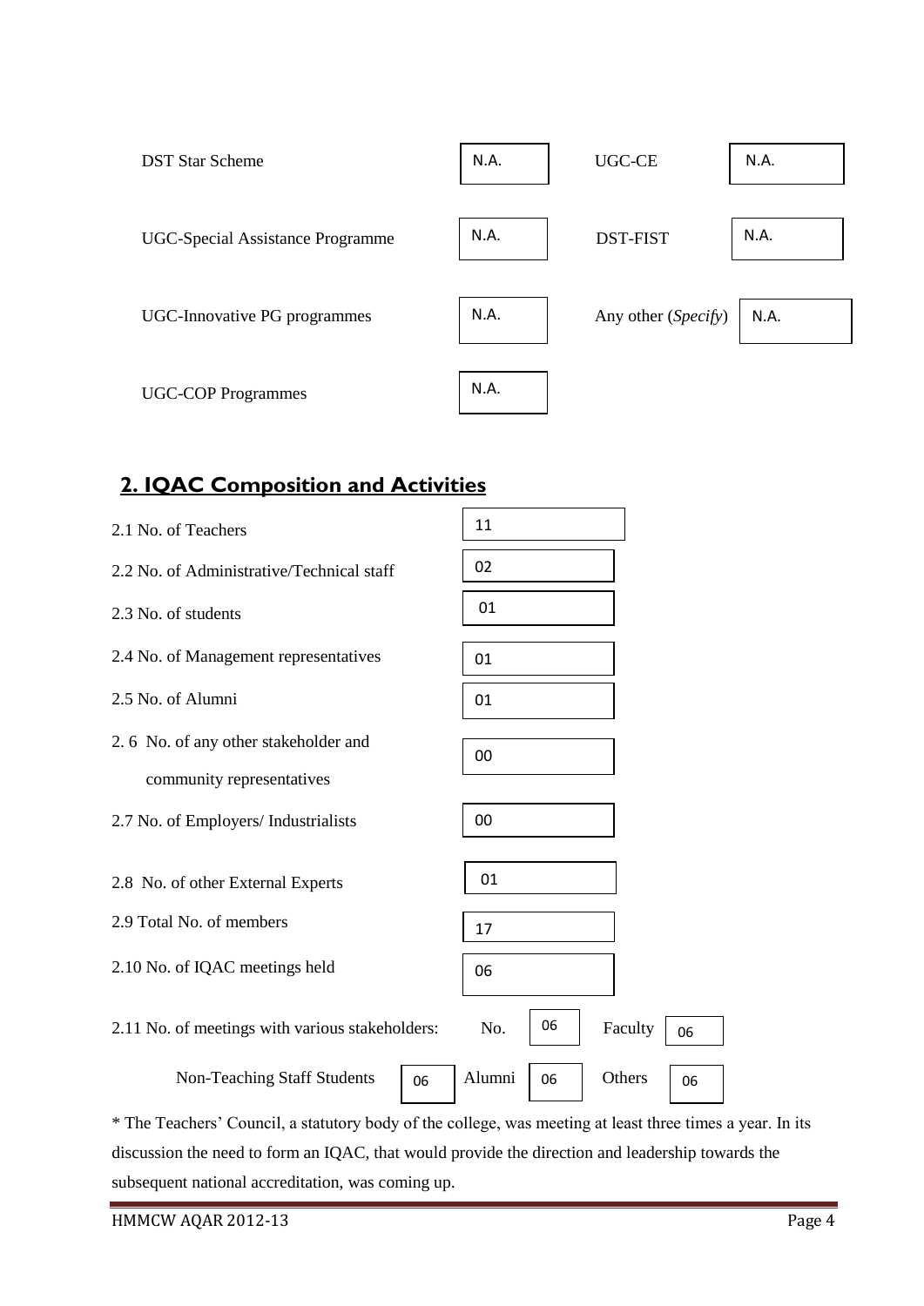| | | | |
|---|---|---|---|
| DST Star Scheme | N.A. | UGC-CE | N.A. |
| UGC-Special Assistance Programme | N.A. | DST-FIST | N.A. |
| UGC-Innovative PG programmes | N.A. | Any other (*Specify*) | N.A. |
| UGC-COP Programmes | N.A. | | |

## 2. IQAC Composition and Activities

| | |
|---|---|
| 2.1 No. of Teachers | 11 |
| 2.2 No. of Administrative/Technical staff | 02 |
| 2.3 No. of students | 01 |
| 2.4 No. of Management representatives | 01 |
| 2.5 No. of Alumni | 01 |
| 2. 6 No. of any other stakeholder and community representatives | 00 |
| 2.7 No. of Employers/ Industrialists | 00 |
| 2.8 No. of other External Experts | 01 |
| 2.9 Total No. of members | 17 |
| 2.10 No. of IQAC meetings held | 06 |

2.11 No. of meetings with various stakeholders: No. 06 Faculty 06

Non-Teaching Staff Students 06 Alumni 06 Others 06

\* The Teachers' Council, a statutory body of the college, was meeting at least three times a year. In its discussion the need to form an IQAC, that would provide the direction and leadership towards the subsequent national accreditation, was coming up.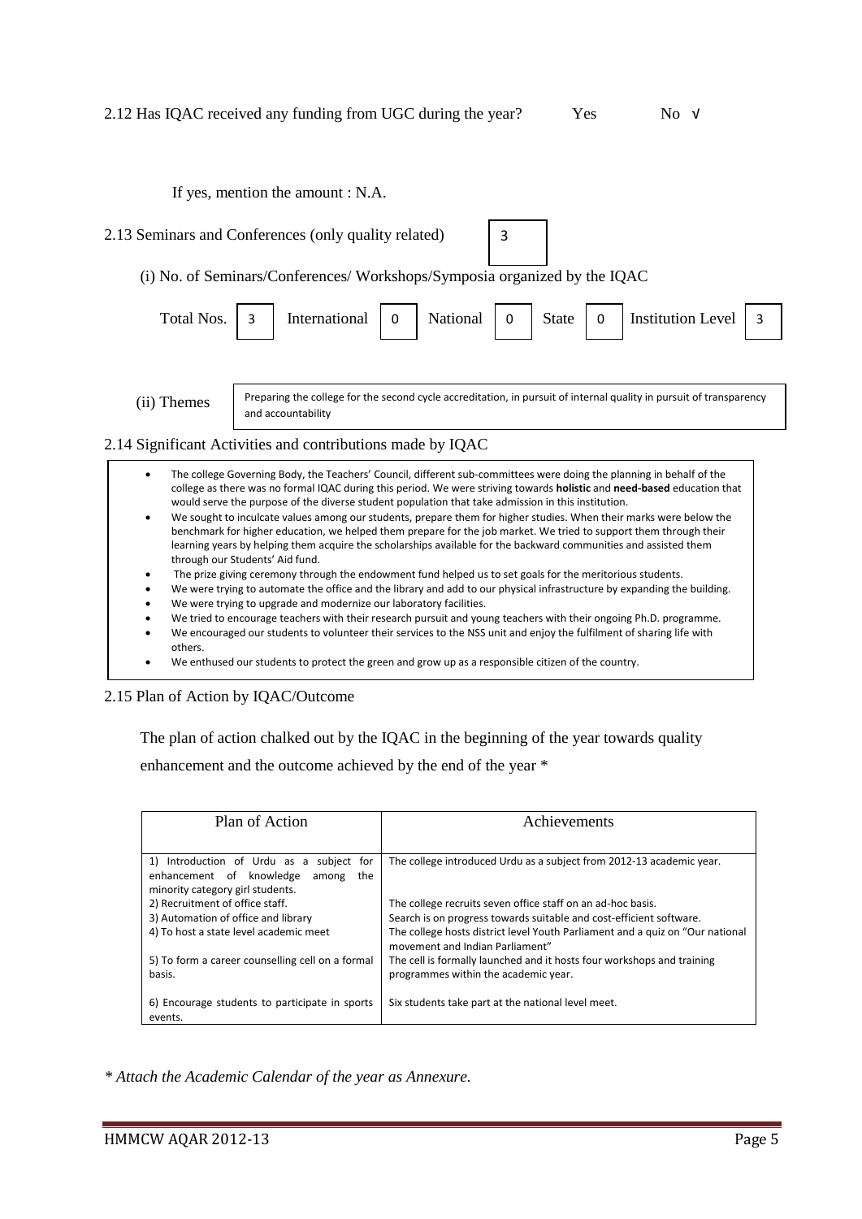2.12 Has IQAC received any funding from UGC during the year? Yes No √

If yes, mention the amount : N.A.

2.13 Seminars and Conferences (only quality related) 3

(i) No. of Seminars/Conferences/ Workshops/Symposia organized by the IQAC

| Total Nos. | International | National | State | Institution Level |
|---|---|---|---|---|
| 3 | 0 | 0 | 0 | 3 |

(ii) Themes: Preparing the college for the second cycle accreditation, in pursuit of internal quality in pursuit of transparency and accountability

2.14 Significant Activities and contributions made by IQAC

- The college Governing Body, the Teachers' Council, different sub-committees were doing the planning in behalf of the college as there was no formal IQAC during this period. We were striving towards **holistic** and **need-based** education that would serve the purpose of the diverse student population that take admission in this institution.
- We sought to inculcate values among our students, prepare them for higher studies. When their marks were below the benchmark for higher education, we helped them prepare for the job market. We tried to support them through their learning years by helping them acquire the scholarships available for the backward communities and assisted them through our Students' Aid fund.
- The prize giving ceremony through the endowment fund helped us to set goals for the meritorious students.
- We were trying to automate the office and the library and add to our physical infrastructure by expanding the building.
- We were trying to upgrade and modernize our laboratory facilities.
- We tried to encourage teachers with their research pursuit and young teachers with their ongoing Ph.D. programme.
- We encouraged our students to volunteer their services to the NSS unit and enjoy the fulfilment of sharing life with others.
- We enthused our students to protect the green and grow up as a responsible citizen of the country.

2.15 Plan of Action by IQAC/Outcome

The plan of action chalked out by the IQAC in the beginning of the year towards quality enhancement and the outcome achieved by the end of the year *

| Plan of Action | Achievements |
|---|---|
| 1) Introduction of Urdu as a subject for enhancement of knowledge among the minority category girl students. | The college introduced Urdu as a subject from 2012-13 academic year. |
| 2) Recruitment of office staff. | The college recruits seven office staff on an ad-hoc basis. |
| 3) Automation of office and library | Search is on progress towards suitable and cost-efficient software. |
| 4) To host a state level academic meet | The college hosts district level Youth Parliament and a quiz on "Our national movement and Indian Parliament" |
| 5) To form a career counselling cell on a formal basis. | The cell is formally launched and it hosts four workshops and training programmes within the academic year. |
| 6) Encourage students to participate in sports events. | Six students take part at the national level meet. |

*\* Attach the Academic Calendar of the year as Annexure.*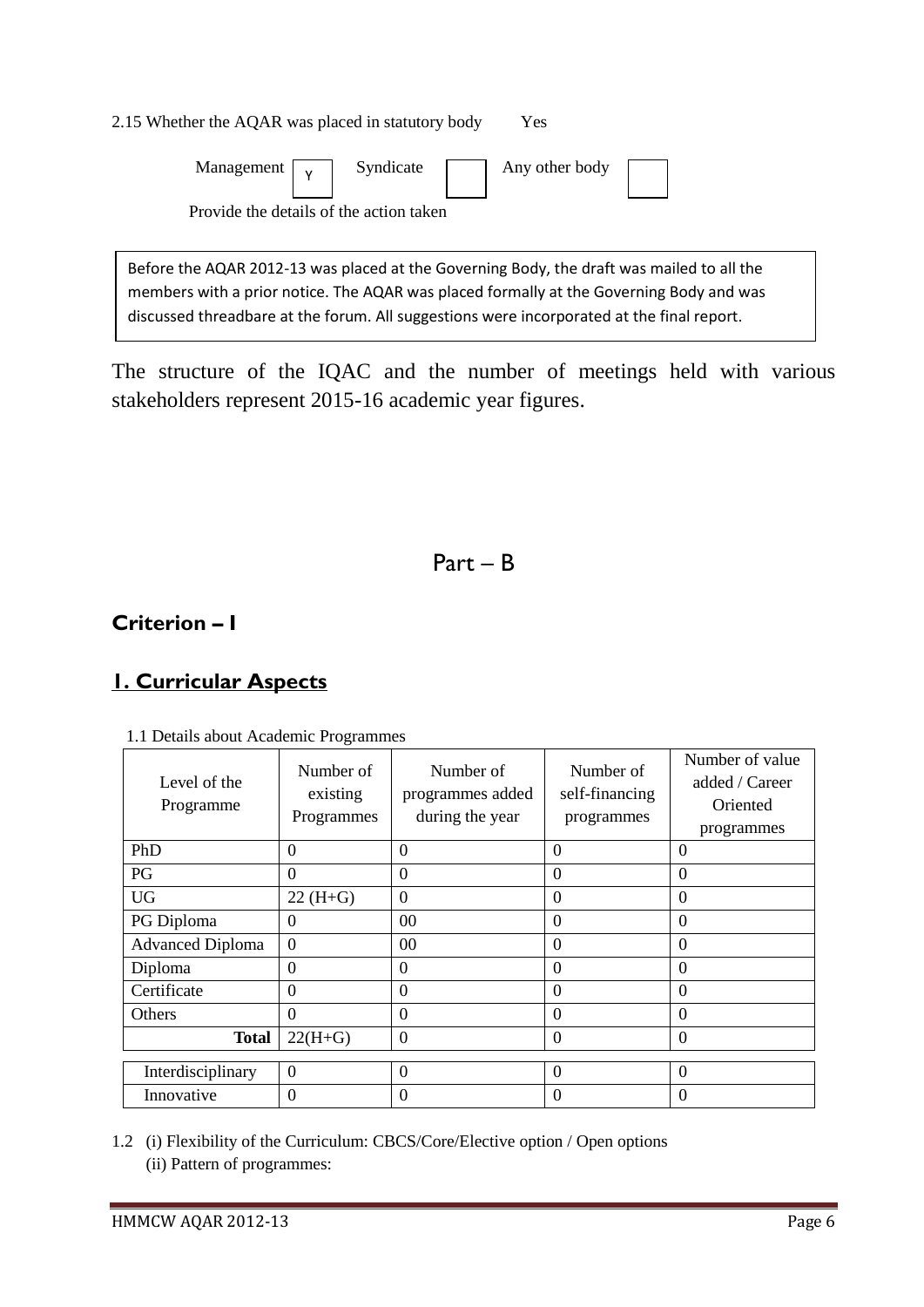2.15 Whether the AQAR was placed in statutory body Yes

Management [Y] Syndicate [ ] Any other body [ ]

Provide the details of the action taken

Before the AQAR 2012-13 was placed at the Governing Body, the draft was mailed to all the members with a prior notice. The AQAR was placed formally at the Governing Body and was discussed threadbare at the forum. All suggestions were incorporated at the final report.

The structure of the IQAC and the number of meetings held with various stakeholders represent 2015-16 academic year figures.

# Part – B

## Criterion – I

## 1. Curricular Aspects

1.1 Details about Academic Programmes

| Level of the Programme | Number of existing Programmes | Number of programmes added during the year | Number of self-financing programmes | Number of value added / Career Oriented programmes |
|---|---|---|---|---|
| PhD | 0 | 0 | 0 | 0 |
| PG | 0 | 0 | 0 | 0 |
| UG | 22 (H+G) | 0 | 0 | 0 |
| PG Diploma | 0 | 00 | 0 | 0 |
| Advanced Diploma | 0 | 00 | 0 | 0 |
| Diploma | 0 | 0 | 0 | 0 |
| Certificate | 0 | 0 | 0 | 0 |
| Others | 0 | 0 | 0 | 0 |
| **Total** | 22(H+G) | 0 | 0 | 0 |
| Interdisciplinary | 0 | 0 | 0 | 0 |
| Innovative | 0 | 0 | 0 | 0 |

1.2 (i) Flexibility of the Curriculum: CBCS/Core/Elective option / Open options

(ii) Pattern of programmes: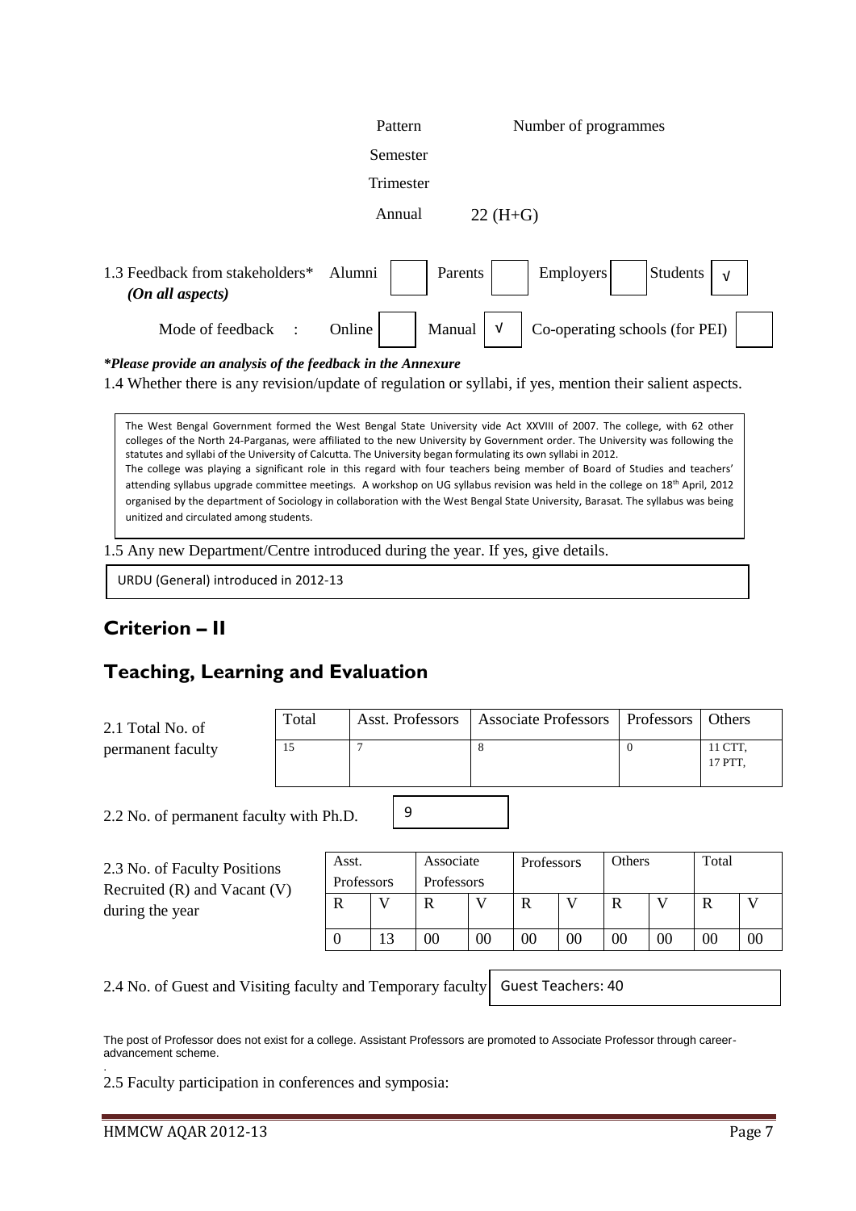| Pattern | Number of programmes |
|---|---|
| Semester | |
| Trimester | |
| Annual | 22 (H+G) |

1.3 Feedback from stakeholders* *(On all aspects)*

| Alumni | | Parents | | Employers | | Students | √ |
|---|---|---|---|---|---|---|---|

| Mode of feedback : | Online | | Manual | √ | Co-operating schools (for PEI) | |
|---|---|---|---|---|---|---|

***Please provide an analysis of the feedback in the Annexure***

1.4 Whether there is any revision/update of regulation or syllabi, if yes, mention their salient aspects.

The West Bengal Government formed the West Bengal State University vide Act XXVIII of 2007. The college, with 62 other colleges of the North 24-Parganas, were affiliated to the new University by Government order. The University was following the statutes and syllabi of the University of Calcutta. The University began formulating its own syllabi in 2012.
The college was playing a significant role in this regard with four teachers being member of Board of Studies and teachers' attending syllabus upgrade committee meetings. A workshop on UG syllabus revision was held in the college on 18th April, 2012 organised by the department of Sociology in collaboration with the West Bengal State University, Barasat. The syllabus was being unitized and circulated among students.

1.5 Any new Department/Centre introduced during the year. If yes, give details.

URDU (General) introduced in 2012-13

## Criterion – II

## Teaching, Learning and Evaluation

2.1 Total No. of permanent faculty

| Total | Asst. Professors | Associate Professors | Professors | Others |
|---|---|---|---|---|
| 15 | 7 | 8 | 0 | 11 CTT, 17 PTT, |

2.2 No. of permanent faculty with Ph.D. 9

2.3 No. of Faculty Positions Recruited (R) and Vacant (V) during the year

| Asst. Professors | | Associate Professors | | Professors | | Others | | Total | |
|---|---|---|---|---|---|---|---|---|---|
| R | V | R | V | R | V | R | V | R | V |
| 0 | 13 | 00 | 00 | 00 | 00 | 00 | 00 | 00 | 00 |

2.4 No. of Guest and Visiting faculty and Temporary faculty: Guest Teachers: 40

The post of Professor does not exist for a college. Assistant Professors are promoted to Associate Professor through career-advancement scheme.

2.5 Faculty participation in conferences and symposia: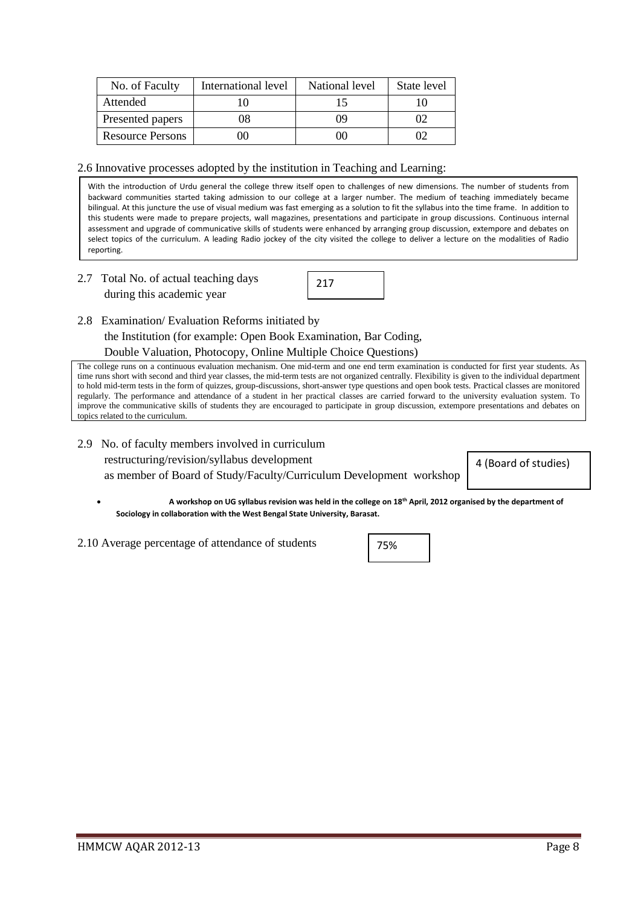| No. of Faculty | International level | National level | State level |
|---|---|---|---|
| Attended | 10 | 15 | 10 |
| Presented papers | 08 | 09 | 02 |
| Resource Persons | 00 | 00 | 02 |

2.6 Innovative processes adopted by the institution in Teaching and Learning:

With the introduction of Urdu general the college threw itself open to challenges of new dimensions. The number of students from backward communities started taking admission to our college at a larger number. The medium of teaching immediately became bilingual. At this juncture the use of visual medium was fast emerging as a solution to fit the syllabus into the time frame. In addition to this students were made to prepare projects, wall magazines, presentations and participate in group discussions. Continuous internal assessment and upgrade of communicative skills of students were enhanced by arranging group discussion, extempore and debates on select topics of the curriculum. A leading Radio jockey of the city visited the college to deliver a lecture on the modalities of Radio reporting.

2.7 Total No. of actual teaching days during this academic year: 217

2.8 Examination/ Evaluation Reforms initiated by the Institution (for example: Open Book Examination, Bar Coding, Double Valuation, Photocopy, Online Multiple Choice Questions)

The college runs on a continuous evaluation mechanism. One mid-term and one end term examination is conducted for first year students. As time runs short with second and third year classes, the mid-term tests are not organized centrally. Flexibility is given to the individual department to hold mid-term tests in the form of quizzes, group-discussions, short-answer type questions and open book tests. Practical classes are monitored regularly. The performance and attendance of a student in her practical classes are carried forward to the university evaluation system. To improve the communicative skills of students they are encouraged to participate in group discussion, extempore presentations and debates on topics related to the curriculum.

2.9 No. of faculty members involved in curriculum restructuring/revision/syllabus development as member of Board of Study/Faculty/Curriculum Development workshop: 4 (Board of studies)

- **A workshop on UG syllabus revision was held in the college on 18th April, 2012 organised by the department of Sociology in collaboration with the West Bengal State University, Barasat.**

2.10 Average percentage of attendance of students: 75%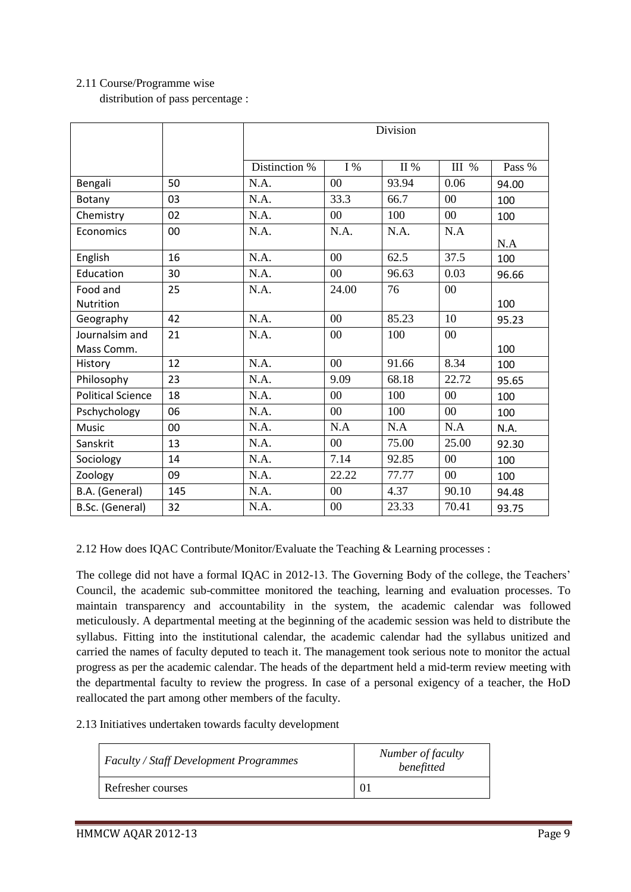2.11 Course/Programme wise distribution of pass percentage :

| | | Division | | | | |
|---|---|---|---|---|---|---|
| | | Distinction % | I % | II % | III % | Pass % |
| Bengali | 50 | N.A. | 00 | 93.94 | 0.06 | 94.00 |
| Botany | 03 | N.A. | 33.3 | 66.7 | 00 | 100 |
| Chemistry | 02 | N.A. | 00 | 100 | 00 | 100 |
| Economics | 00 | N.A. | N.A. | N.A. | N.A | N.A |
| English | 16 | N.A. | 00 | 62.5 | 37.5 | 100 |
| Education | 30 | N.A. | 00 | 96.63 | 0.03 | 96.66 |
| Food and Nutrition | 25 | N.A. | 24.00 | 76 | 00 | 100 |
| Geography | 42 | N.A. | 00 | 85.23 | 10 | 95.23 |
| Journalsim and Mass Comm. | 21 | N.A. | 00 | 100 | 00 | 100 |
| History | 12 | N.A. | 00 | 91.66 | 8.34 | 100 |
| Philosophy | 23 | N.A. | 9.09 | 68.18 | 22.72 | 95.65 |
| Political Science | 18 | N.A. | 00 | 100 | 00 | 100 |
| Pschychology | 06 | N.A. | 00 | 100 | 00 | 100 |
| Music | 00 | N.A. | N.A | N.A | N.A | N.A. |
| Sanskrit | 13 | N.A. | 00 | 75.00 | 25.00 | 92.30 |
| Sociology | 14 | N.A. | 7.14 | 92.85 | 00 | 100 |
| Zoology | 09 | N.A. | 22.22 | 77.77 | 00 | 100 |
| B.A. (General) | 145 | N.A. | 00 | 4.37 | 90.10 | 94.48 |
| B.Sc. (General) | 32 | N.A. | 00 | 23.33 | 70.41 | 93.75 |

2.12 How does IQAC Contribute/Monitor/Evaluate the Teaching & Learning processes :

The college did not have a formal IQAC in 2012-13. The Governing Body of the college, the Teachers' Council, the academic sub-committee monitored the teaching, learning and evaluation processes. To maintain transparency and accountability in the system, the academic calendar was followed meticulously. A departmental meeting at the beginning of the academic session was held to distribute the syllabus. Fitting into the institutional calendar, the academic calendar had the syllabus unitized and carried the names of faculty deputed to teach it. The management took serious note to monitor the actual progress as per the academic calendar. The heads of the department held a mid-term review meeting with the departmental faculty to review the progress. In case of a personal exigency of a teacher, the HoD reallocated the part among other members of the faculty.

2.13 Initiatives undertaken towards faculty development

| *Faculty / Staff Development Programmes* | *Number of faculty benefitted* |
|---|---|
| Refresher courses | 01 |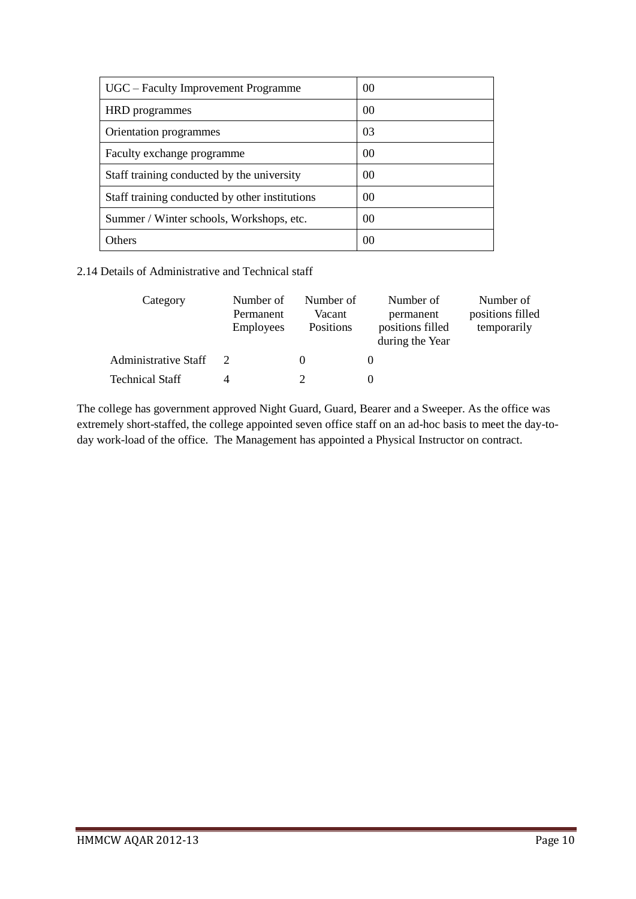| UGC – Faculty Improvement Programme | 00 |
| --- | --- |
| HRD programmes | 00 |
| Orientation programmes | 03 |
| Faculty exchange programme | 00 |
| Staff training conducted by the university | 00 |
| Staff training conducted by other institutions | 00 |
| Summer / Winter schools, Workshops, etc. | 00 |
| Others | 00 |

2.14 Details of Administrative and Technical staff

| Category | Number of Permanent Employees | Number of Vacant Positions | Number of permanent positions filled during the Year | Number of positions filled temporarily |
| --- | --- | --- | --- | --- |
| Administrative Staff | 2 | 0 | 0 | |
| Technical Staff | 4 | 2 | 0 | |

The college has government approved Night Guard, Guard, Bearer and a Sweeper. As the office was extremely short-staffed, the college appointed seven office staff on an ad-hoc basis to meet the day-to-day work-load of the office. The Management has appointed a Physical Instructor on contract.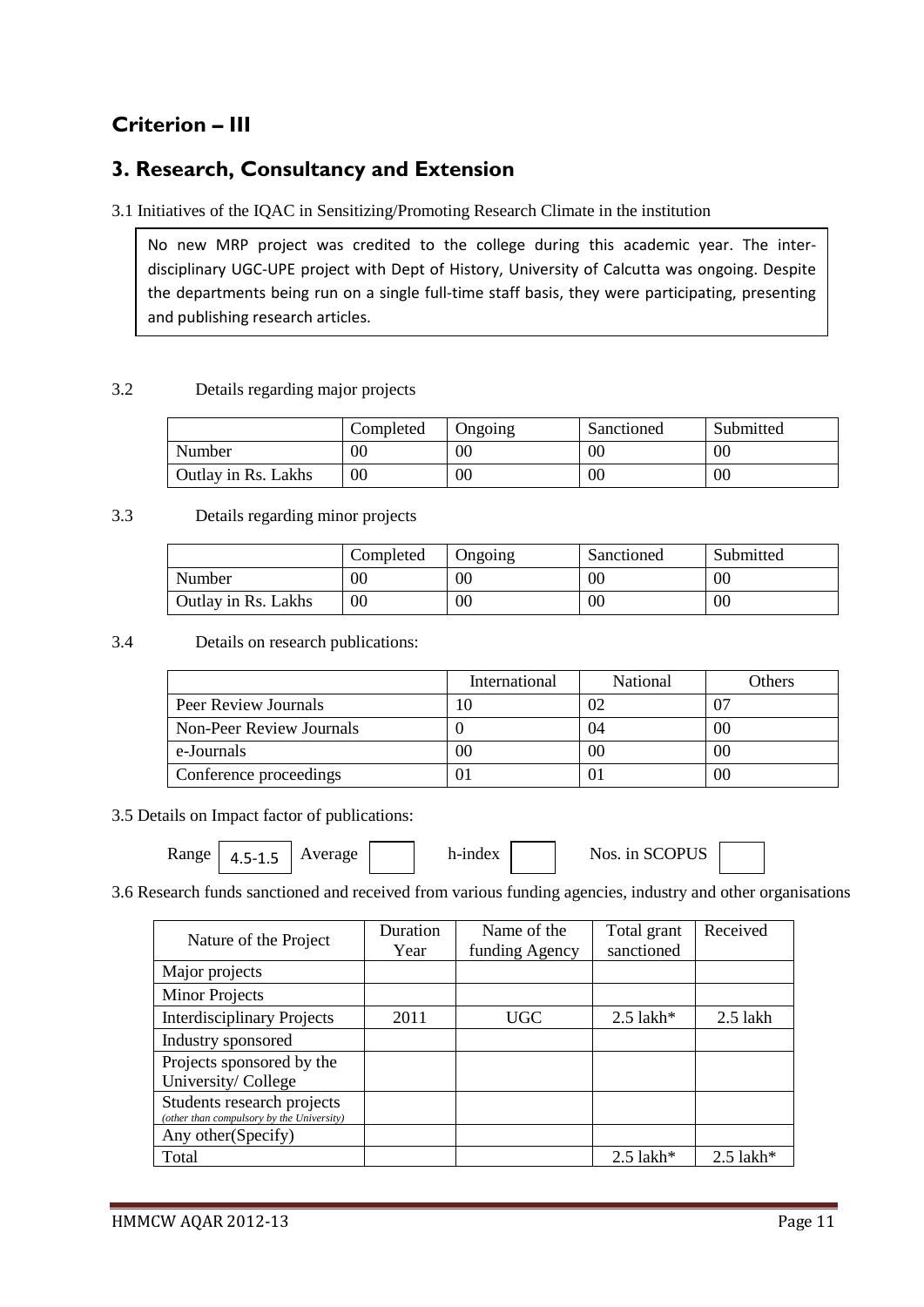## Criterion – III

## 3. Research, Consultancy and Extension

3.1 Initiatives of the IQAC in Sensitizing/Promoting Research Climate in the institution

No new MRP project was credited to the college during this academic year. The inter-disciplinary UGC-UPE project with Dept of History, University of Calcutta was ongoing. Despite the departments being run on a single full-time staff basis, they were participating, presenting and publishing research articles.

3.2 Details regarding major projects

| | Completed | Ongoing | Sanctioned | Submitted |
|---|---|---|---|---|
| Number | 00 | 00 | 00 | 00 |
| Outlay in Rs. Lakhs | 00 | 00 | 00 | 00 |

3.3 Details regarding minor projects

| | Completed | Ongoing | Sanctioned | Submitted |
|---|---|---|---|---|
| Number | 00 | 00 | 00 | 00 |
| Outlay in Rs. Lakhs | 00 | 00 | 00 | 00 |

3.4 Details on research publications:

| | International | National | Others |
|---|---|---|---|
| Peer Review Journals | 10 | 02 | 07 |
| Non-Peer Review Journals | 0 | 04 | 00 |
| e-Journals | 00 | 00 | 00 |
| Conference proceedings | 01 | 01 | 00 |

3.5 Details on Impact factor of publications:

Range: 4.5-1.5  Average:  h-index:  Nos. in SCOPUS:

3.6 Research funds sanctioned and received from various funding agencies, industry and other organisations

| Nature of the Project | Duration Year | Name of the funding Agency | Total grant sanctioned | Received |
|---|---|---|---|---|
| Major projects | | | | |
| Minor Projects | | | | |
| Interdisciplinary Projects | 2011 | UGC | 2.5 lakh* | 2.5 lakh |
| Industry sponsored | | | | |
| Projects sponsored by the University/ College | | | | |
| Students research projects *(other than compulsory by the University)* | | | | |
| Any other(Specify) | | | | |
| Total | | | 2.5 lakh* | 2.5 lakh* |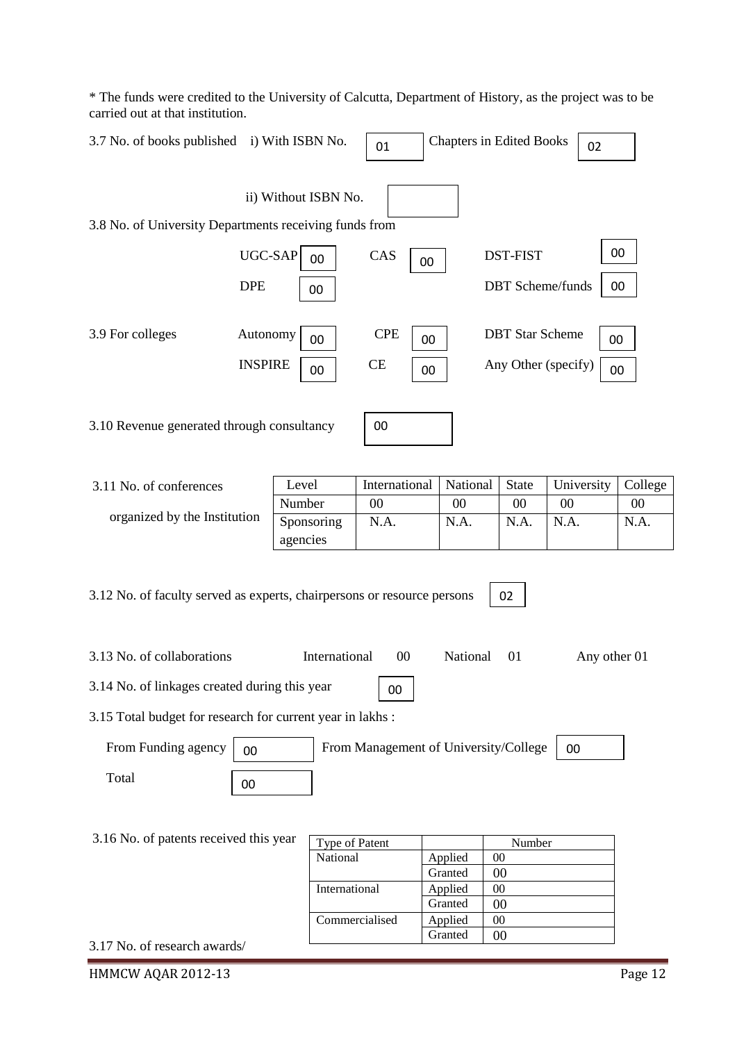* The funds were credited to the University of Calcutta, Department of History, as the project was to be carried out at that institution.

3.7 No. of books published i) With ISBN No. 01 Chapters in Edited Books 02

ii) Without ISBN No.

3.8 No. of University Departments receiving funds from

| UGC-SAP | 00 | CAS | 00 | DST-FIST | 00 |
|---|---|---|---|---|---|
| DPE | 00 | | | DBT Scheme/funds | 00 |

3.9 For colleges

| Autonomy | 00 | CPE | 00 | DBT Star Scheme | 00 |
|---|---|---|---|---|---|
| INSPIRE | 00 | CE | 00 | Any Other (specify) | 00 |

3.10 Revenue generated through consultancy 00

3.11 No. of conferences organized by the Institution

| Level | International | National | State | University | College |
|---|---|---|---|---|---|
| Number | 00 | 00 | 00 | 00 | 00 |
| Sponsoring agencies | N.A. | N.A. | N.A. | N.A. | N.A. |

3.12 No. of faculty served as experts, chairpersons or resource persons 02

3.13 No. of collaborations International 00 National 01 Any other 01

3.14 No. of linkages created during this year 00

3.15 Total budget for research for current year in lakhs :

From Funding agency 00 From Management of University/College 00

Total 00

3.16 No. of patents received this year

| Type of Patent | | Number |
|---|---|---|
| National | Applied | 00 |
| | Granted | 00 |
| International | Applied | 00 |
| | Granted | 00 |
| Commercialised | Applied | 00 |
| | Granted | 00 |

3.17 No. of research awards/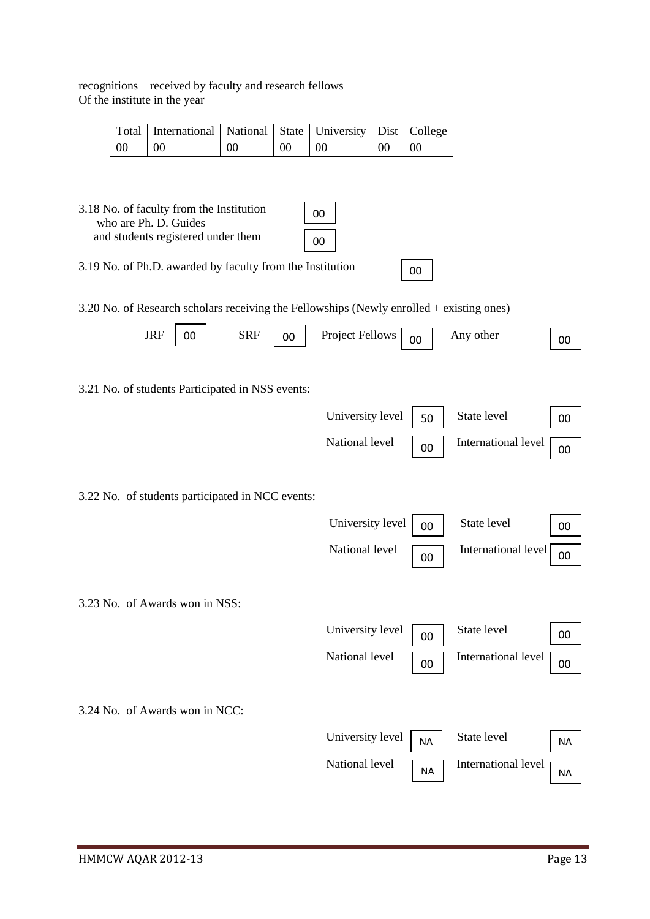recognitions received by faculty and research fellows
Of the institute in the year

| Total | International | National | State | University | Dist | College |
|---|---|---|---|---|---|---|
| 00 | 00 | 00 | 00 | 00 | 00 | 00 |

3.18 No. of faculty from the Institution who are Ph. D. Guides and students registered under them

| | |
|---|---|
| No. of faculty who are Ph. D. Guides | 00 |
| Students registered under them | 00 |

3.19 No. of Ph.D. awarded by faculty from the Institution: 00

3.20 No. of Research scholars receiving the Fellowships (Newly enrolled + existing ones)

| JRF | SRF | Project Fellows | Any other |
|---|---|---|---|
| 00 | 00 | 00 | 00 |

3.21 No. of students Participated in NSS events:

| University level | State level | National level | International level |
|---|---|---|---|
| 50 | 00 | 00 | 00 |

3.22 No. of students participated in NCC events:

| University level | State level | National level | International level |
|---|---|---|---|
| 00 | 00 | 00 | 00 |

3.23 No. of Awards won in NSS:

| University level | State level | National level | International level |
|---|---|---|---|
| 00 | 00 | 00 | 00 |

3.24 No. of Awards won in NCC:

| University level | State level | National level | International level |
|---|---|---|---|
| NA | NA | NA | NA |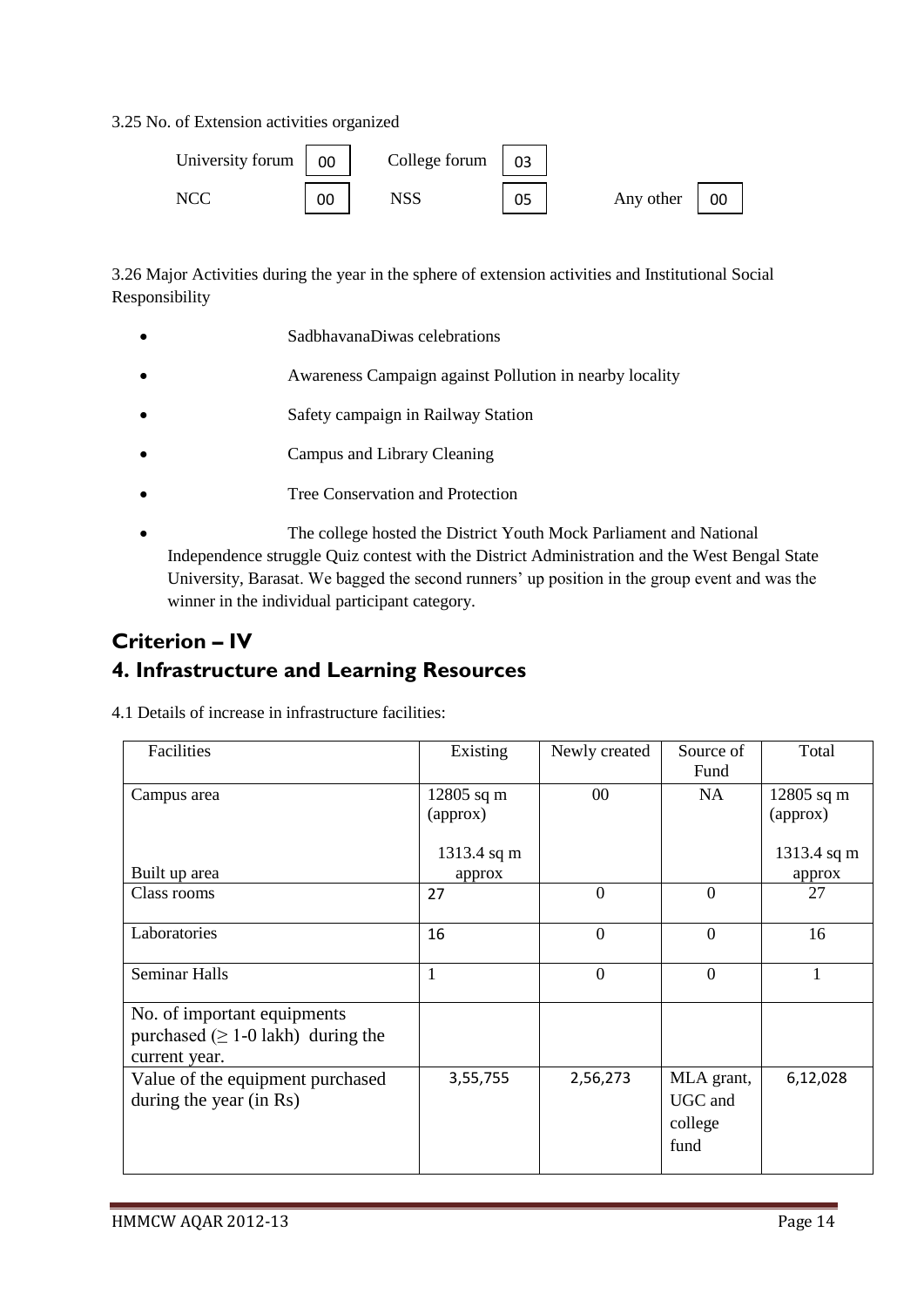3.25 No. of Extension activities organized

| | | | | | |
|---|---|---|---|---|---|
| University forum | 00 | College forum | 03 | | |
| NCC | 00 | NSS | 05 | Any other | 00 |

3.26 Major Activities during the year in the sphere of extension activities and Institutional Social Responsibility

- SadbhavanaDiwas celebrations
- Awareness Campaign against Pollution in nearby locality
- Safety campaign in Railway Station
- Campus and Library Cleaning
- Tree Conservation and Protection
- The college hosted the District Youth Mock Parliament and National Independence struggle Quiz contest with the District Administration and the West Bengal State University, Barasat. We bagged the second runners' up position in the group event and was the winner in the individual participant category.

# Criterion – IV

# 4. Infrastructure and Learning Resources

4.1 Details of increase in infrastructure facilities:

| Facilities | Existing | Newly created | Source of Fund | Total |
|---|---|---|---|---|
| Campus area<br><br>Built up area | 12805 sq m (approx)<br><br>1313.4 sq m approx | 00 | NA | 12805 sq m (approx)<br><br>1313.4 sq m approx |
| Class rooms | 27 | 0 | 0 | 27 |
| Laboratories | 16 | 0 | 0 | 16 |
| Seminar Halls | 1 | 0 | 0 | 1 |
| No. of important equipments purchased (≥ 1-0 lakh) during the current year. | | | | |
| Value of the equipment purchased during the year (in Rs) | 3,55,755 | 2,56,273 | MLA grant, UGC and college fund | 6,12,028 |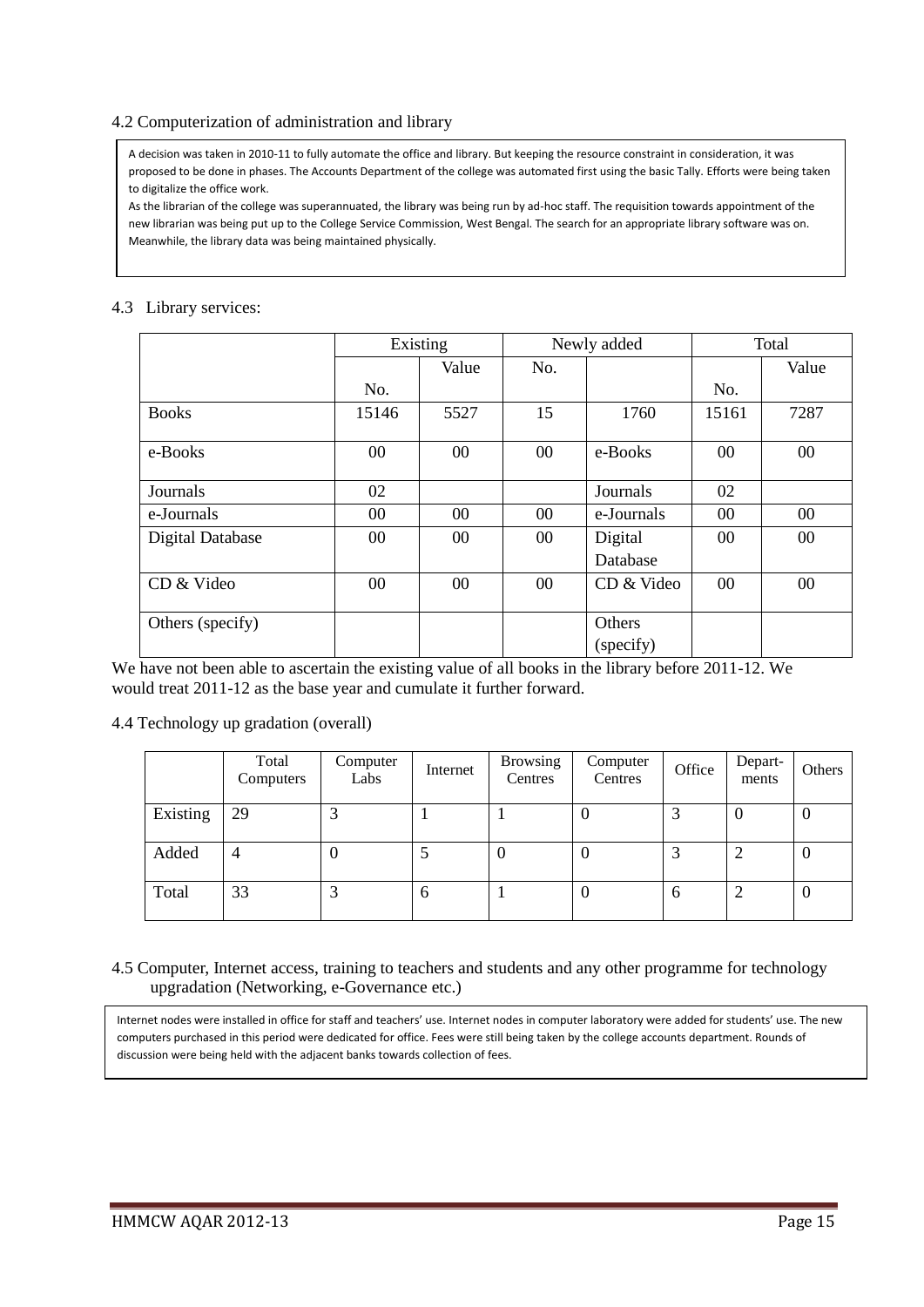4.2 Computerization of administration and library

A decision was taken in 2010-11 to fully automate the office and library. But keeping the resource constraint in consideration, it was proposed to be done in phases. The Accounts Department of the college was automated first using the basic Tally. Efforts were being taken to digitalize the office work.

As the librarian of the college was superannuated, the library was being run by ad-hoc staff. The requisition towards appointment of the new librarian was being put up to the College Service Commission, West Bengal. The search for an appropriate library software was on. Meanwhile, the library data was being maintained physically.

4.3 Library services:

| | Existing | | Newly added | | Total | |
|---|---|---|---|---|---|---|
| | No. | Value | No. | | No. | Value |
| Books | 15146 | 5527 | 15 | 1760 | 15161 | 7287 |
| e-Books | 00 | 00 | 00 | e-Books | 00 | 00 |
| Journals | 02 | | | Journals | 02 | |
| e-Journals | 00 | 00 | 00 | e-Journals | 00 | 00 |
| Digital Database | 00 | 00 | 00 | Digital Database | 00 | 00 |
| CD & Video | 00 | 00 | 00 | CD & Video | 00 | 00 |
| Others (specify) | | | | Others (specify) | | |

We have not been able to ascertain the existing value of all books in the library before 2011-12. We would treat 2011-12 as the base year and cumulate it further forward.

4.4 Technology up gradation (overall)

| | Total Computers | Computer Labs | Internet | Browsing Centres | Computer Centres | Office | Depart-ments | Others |
|---|---|---|---|---|---|---|---|---|
| Existing | 29 | 3 | 1 | 1 | 0 | 3 | 0 | 0 |
| Added | 4 | 0 | 5 | 0 | 0 | 3 | 2 | 0 |
| Total | 33 | 3 | 6 | 1 | 0 | 6 | 2 | 0 |

4.5 Computer, Internet access, training to teachers and students and any other programme for technology upgradation (Networking, e-Governance etc.)

Internet nodes were installed in office for staff and teachers' use. Internet nodes in computer laboratory were added for students' use. The new computers purchased in this period were dedicated for office. Fees were still being taken by the college accounts department. Rounds of discussion were being held with the adjacent banks towards collection of fees.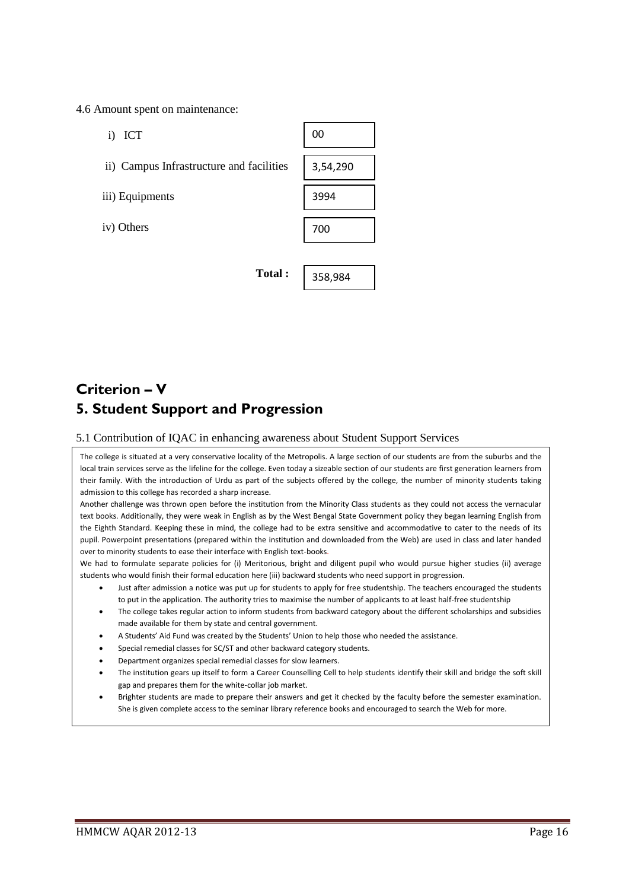4.6 Amount spent on maintenance:

| | |
|---|---|
| i) ICT | 00 |
| ii) Campus Infrastructure and facilities | 3,54,290 |
| iii) Equipments | 3994 |
| iv) Others | 700 |
| **Total :** | 358,984 |

# Criterion – V

# 5. Student Support and Progression

5.1 Contribution of IQAC in enhancing awareness about Student Support Services

The college is situated at a very conservative locality of the Metropolis. A large section of our students are from the suburbs and the local train services serve as the lifeline for the college. Even today a sizeable section of our students are first generation learners from their family. With the introduction of Urdu as part of the subjects offered by the college, the number of minority students taking admission to this college has recorded a sharp increase.

Another challenge was thrown open before the institution from the Minority Class students as they could not access the vernacular text books. Additionally, they were weak in English as by the West Bengal State Government policy they began learning English from the Eighth Standard. Keeping these in mind, the college had to be extra sensitive and accommodative to cater to the needs of its pupil. Powerpoint presentations (prepared within the institution and downloaded from the Web) are used in class and later handed over to minority students to ease their interface with English text-books.

We had to formulate separate policies for (i) Meritorious, bright and diligent pupil who would pursue higher studies (ii) average students who would finish their formal education here (iii) backward students who need support in progression.

- Just after admission a notice was put up for students to apply for free studentship. The teachers encouraged the students to put in the application. The authority tries to maximise the number of applicants to at least half-free studentship
- The college takes regular action to inform students from backward category about the different scholarships and subsidies made available for them by state and central government.
- A Students' Aid Fund was created by the Students' Union to help those who needed the assistance.
- Special remedial classes for SC/ST and other backward category students.
- Department organizes special remedial classes for slow learners.
- The institution gears up itself to form a Career Counselling Cell to help students identify their skill and bridge the soft skill gap and prepares them for the white-collar job market.
- Brighter students are made to prepare their answers and get it checked by the faculty before the semester examination. She is given complete access to the seminar library reference books and encouraged to search the Web for more.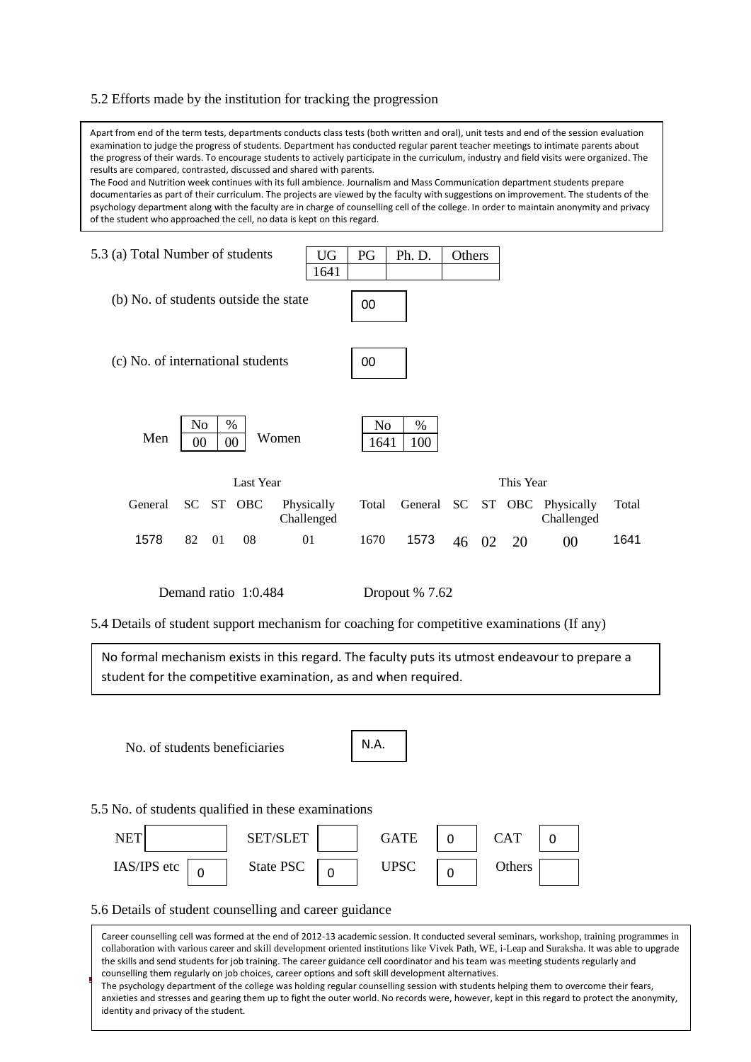5.2 Efforts made by the institution for tracking the progression

Apart from end of the term tests, departments conducts class tests (both written and oral), unit tests and end of the session evaluation examination to judge the progress of students. Department has conducted regular parent teacher meetings to intimate parents about the progress of their wards. To encourage students to actively participate in the curriculum, industry and field visits were organized. The results are compared, contrasted, discussed and shared with parents.
The Food and Nutrition week continues with its full ambience. Journalism and Mass Communication department students prepare documentaries as part of their curriculum. The projects are viewed by the faculty with suggestions on improvement. The students of the psychology department along with the faculty are in charge of counselling cell of the college. In order to maintain anonymity and privacy of the student who approached the cell, no data is kept on this regard.

5.3 (a) Total Number of students

| UG | PG | Ph. D. | Others |
|---|---|---|---|
| 1641 | | | |

(b) No. of students outside the state: 00

(c) No. of international students: 00

| | No | % |
|---|---|---|
| Men | 00 | 00 |
| Women | 1641 | 100 |

| Last Year | | | | | | This Year | | | | | |
|---|---|---|---|---|---|---|---|---|---|---|---|
| General | SC | ST | OBC | Physically Challenged | Total | General | SC | ST | OBC | Physically Challenged | Total |
| 1578 | 82 | 01 | 08 | 01 | 1670 | 1573 | 46 | 02 | 20 | 00 | 1641 |

Demand ratio 1:0.484 Dropout % 7.62

5.4 Details of student support mechanism for coaching for competitive examinations (If any)

No formal mechanism exists in this regard. The faculty puts its utmost endeavour to prepare a student for the competitive examination, as and when required.

No. of students beneficiaries: N.A.

5.5 No. of students qualified in these examinations

| NET | | SET/SLET | | GATE | 0 | CAT | 0 |
|---|---|---|---|---|---|---|---|
| IAS/IPS etc | 0 | State PSC | 0 | UPSC | 0 | Others | |

5.6 Details of student counselling and career guidance

Career counselling cell was formed at the end of 2012-13 academic session. It conducted several seminars, workshop, training programmes in collaboration with various career and skill development oriented institutions like Vivek Path, WE, i-Leap and Suraksha. It was able to upgrade the skills and send students for job training. The career guidance cell coordinator and his team was meeting students regularly and counselling them regularly on job choices, career options and soft skill development alternatives.
The psychology department of the college was holding regular counselling session with students helping them to overcome their fears, anxieties and stresses and gearing them up to fight the outer world. No records were, however, kept in this regard to protect the anonymity, identity and privacy of the student.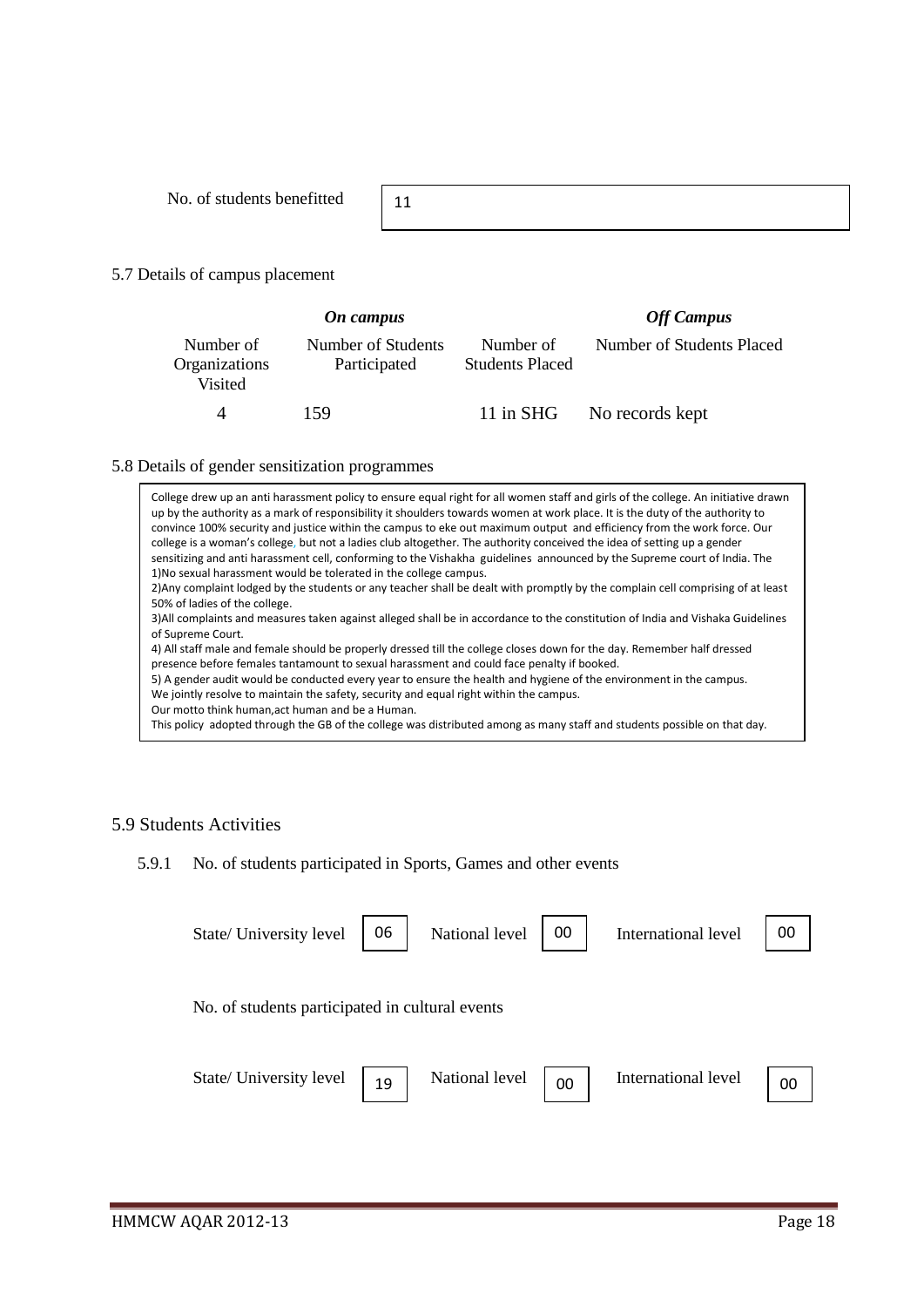No. of students benefitted: 11

5.7 Details of campus placement

| *On campus* | | | *Off Campus* |
|---|---|---|---|
| Number of Organizations Visited | Number of Students Participated | Number of Students Placed | Number of Students Placed |
| 4 | 159 | 11 in SHG | No records kept |

5.8 Details of gender sensitization programmes

College drew up an anti harassment policy to ensure equal right for all women staff and girls of the college. An initiative drawn up by the authority as a mark of responsibility it shoulders towards women at work place. It is the duty of the authority to convince 100% security and justice within the campus to eke out maximum output and efficiency from the work force. Our college is a woman's college, but not a ladies club altogether. The authority conceived the idea of setting up a gender sensitizing and anti harassment cell, conforming to the Vishakha guidelines announced by the Supreme court of India. The

1)No sexual harassment would be tolerated in the college campus.

2)Any complaint lodged by the students or any teacher shall be dealt with promptly by the complain cell comprising of at least 50% of ladies of the college.

3)All complaints and measures taken against alleged shall be in accordance to the constitution of India and Vishaka Guidelines of Supreme Court.

4) All staff male and female should be properly dressed till the college closes down for the day. Remember half dressed presence before females tantamount to sexual harassment and could face penalty if booked.

5) A gender audit would be conducted every year to ensure the health and hygiene of the environment in the campus.

We jointly resolve to maintain the safety, security and equal right within the campus.

Our motto think human,act human and be a Human.

This policy adopted through the GB of the college was distributed among as many staff and students possible on that day.

5.9 Students Activities

5.9.1 No. of students participated in Sports, Games and other events

| State/ University level | National level | International level |
|---|---|---|
| 06 | 00 | 00 |

No. of students participated in cultural events

| State/ University level | National level | International level |
|---|---|---|
| 19 | 00 | 00 |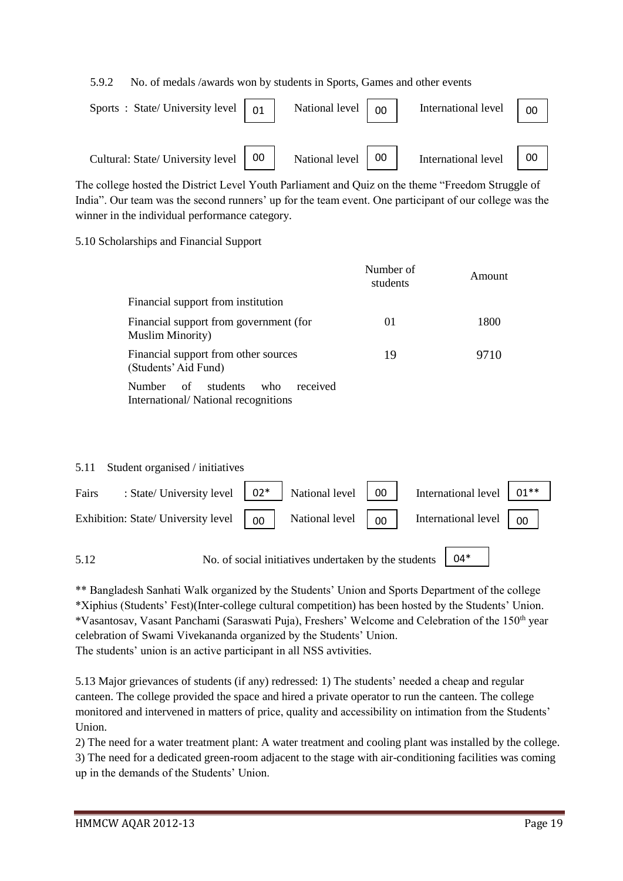5.9.2 No. of medals /awards won by students in Sports, Games and other events

| | State/ University level | National level | International level |
|---|---|---|---|
| Sports | 01 | 00 | 00 |
| Cultural | 00 | 00 | 00 |

The college hosted the District Level Youth Parliament and Quiz on the theme "Freedom Struggle of India". Our team was the second runners' up for the team event. One participant of our college was the winner in the individual performance category.

5.10 Scholarships and Financial Support

| | Number of students | Amount |
|---|---|---|
| Financial support from institution | | |
| Financial support from government (for Muslim Minority) | 01 | 1800 |
| Financial support from other sources (Students' Aid Fund) | 19 | 9710 |
| Number of students who received International/ National recognitions | | |

5.11 Student organised / initiatives

| | State/ University level | National level | International level |
|---|---|---|---|
| Fairs | 02* | 00 | 01** |
| Exhibition | 00 | 00 | 00 |

5.12 No. of social initiatives undertaken by the students: 04*

** Bangladesh Sanhati Walk organized by the Students' Union and Sports Department of the college
*Xiphius (Students' Fest)(Inter-college cultural competition) has been hosted by the Students' Union.
*Vasantosav, Vasant Panchami (Saraswati Puja), Freshers' Welcome and Celebration of the 150th year celebration of Swami Vivekananda organized by the Students' Union.
The students' union is an active participant in all NSS avtivities.

5.13 Major grievances of students (if any) redressed: 1) The students' needed a cheap and regular canteen. The college provided the space and hired a private operator to run the canteen. The college monitored and intervened in matters of price, quality and accessibility on intimation from the Students' Union.

2) The need for a water treatment plant: A water treatment and cooling plant was installed by the college.
3) The need for a dedicated green-room adjacent to the stage with air-conditioning facilities was coming up in the demands of the Students' Union.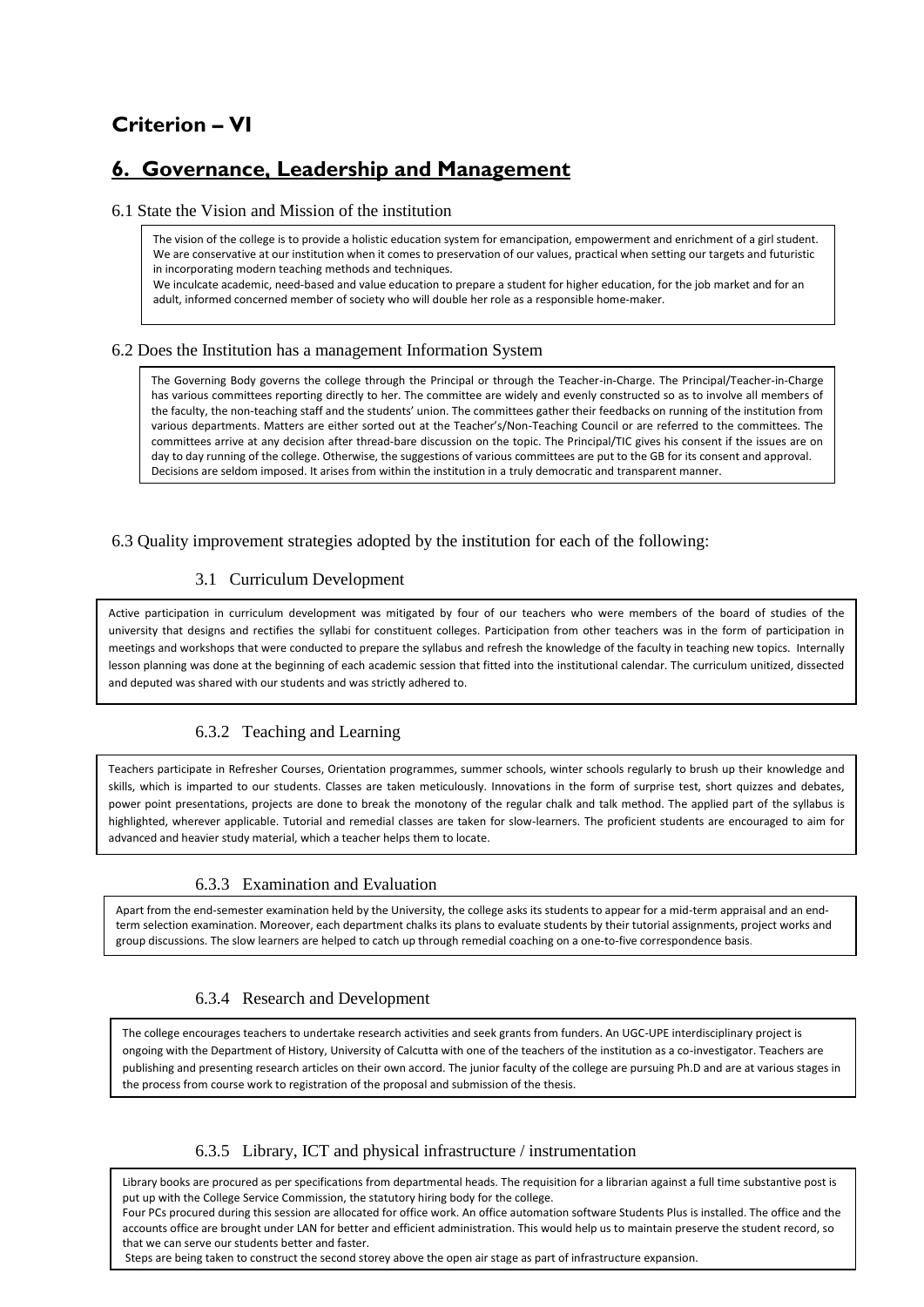## Criterion – VI

## 6. Governance, Leadership and Management

6.1 State the Vision and Mission of the institution

The vision of the college is to provide a holistic education system for emancipation, empowerment and enrichment of a girl student. We are conservative at our institution when it comes to preservation of our values, practical when setting our targets and futuristic in incorporating modern teaching methods and techniques.

We inculcate academic, need-based and value education to prepare a student for higher education, for the job market and for an adult, informed concerned member of society who will double her role as a responsible home-maker.

6.2 Does the Institution has a management Information System

The Governing Body governs the college through the Principal or through the Teacher-in-Charge. The Principal/Teacher-in-Charge has various committees reporting directly to her. The committee are widely and evenly constructed so as to involve all members of the faculty, the non-teaching staff and the students' union. The committees gather their feedbacks on running of the institution from various departments. Matters are either sorted out at the Teacher's/Non-Teaching Council or are referred to the committees. The committees arrive at any decision after thread-bare discussion on the topic. The Principal/TIC gives his consent if the issues are on day to day running of the college. Otherwise, the suggestions of various committees are put to the GB for its consent and approval. Decisions are seldom imposed. It arises from within the institution in a truly democratic and transparent manner.

6.3 Quality improvement strategies adopted by the institution for each of the following:

3.1 Curriculum Development

Active participation in curriculum development was mitigated by four of our teachers who were members of the board of studies of the university that designs and rectifies the syllabi for constituent colleges. Participation from other teachers was in the form of participation in meetings and workshops that were conducted to prepare the syllabus and refresh the knowledge of the faculty in teaching new topics. Internally lesson planning was done at the beginning of each academic session that fitted into the institutional calendar. The curriculum unitized, dissected and deputed was shared with our students and was strictly adhered to.

6.3.2 Teaching and Learning

Teachers participate in Refresher Courses, Orientation programmes, summer schools, winter schools regularly to brush up their knowledge and skills, which is imparted to our students. Classes are taken meticulously. Innovations in the form of surprise test, short quizzes and debates, power point presentations, projects are done to break the monotony of the regular chalk and talk method. The applied part of the syllabus is highlighted, wherever applicable. Tutorial and remedial classes are taken for slow-learners. The proficient students are encouraged to aim for advanced and heavier study material, which a teacher helps them to locate.

6.3.3 Examination and Evaluation

Apart from the end-semester examination held by the University, the college asks its students to appear for a mid-term appraisal and an end-term selection examination. Moreover, each department chalks its plans to evaluate students by their tutorial assignments, project works and group discussions. The slow learners are helped to catch up through remedial coaching on a one-to-five correspondence basis.

6.3.4 Research and Development

The college encourages teachers to undertake research activities and seek grants from funders. An UGC-UPE interdisciplinary project is ongoing with the Department of History, University of Calcutta with one of the teachers of the institution as a co-investigator. Teachers are publishing and presenting research articles on their own accord. The junior faculty of the college are pursuing Ph.D and are at various stages in the process from course work to registration of the proposal and submission of the thesis.

6.3.5 Library, ICT and physical infrastructure / instrumentation

Library books are procured as per specifications from departmental heads. The requisition for a librarian against a full time substantive post is put up with the College Service Commission, the statutory hiring body for the college.

Four PCs procured during this session are allocated for office work. An office automation software Students Plus is installed. The office and the accounts office are brought under LAN for better and efficient administration. This would help us to maintain preserve the student record, so that we can serve our students better and faster.

Steps are being taken to construct the second storey above the open air stage as part of infrastructure expansion.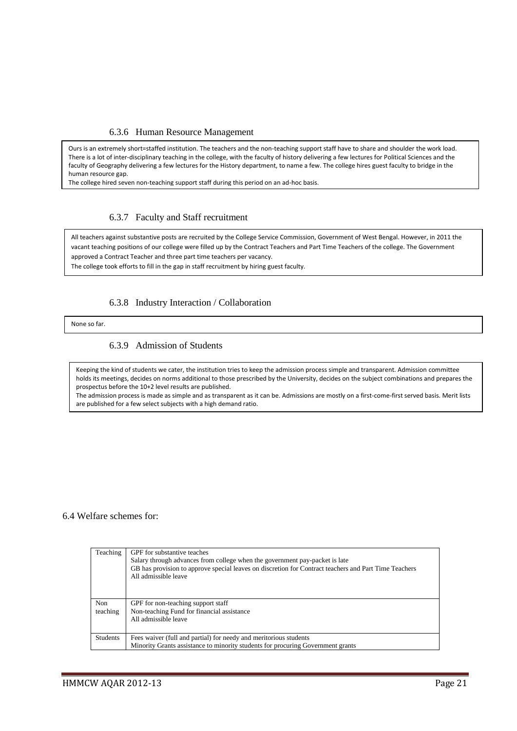### 6.3.6 Human Resource Management

Ours is an extremely short=staffed institution. The teachers and the non-teaching support staff have to share and shoulder the work load. There is a lot of inter-disciplinary teaching in the college, with the faculty of history delivering a few lectures for Political Sciences and the faculty of Geography delivering a few lectures for the History department, to name a few. The college hires guest faculty to bridge in the human resource gap.

The college hired seven non-teaching support staff during this period on an ad-hoc basis.

### 6.3.7 Faculty and Staff recruitment

All teachers against substantive posts are recruited by the College Service Commission, Government of West Bengal. However, in 2011 the vacant teaching positions of our college were filled up by the Contract Teachers and Part Time Teachers of the college. The Government approved a Contract Teacher and three part time teachers per vacancy.

The college took efforts to fill in the gap in staff recruitment by hiring guest faculty.

### 6.3.8 Industry Interaction / Collaboration

None so far.

### 6.3.9 Admission of Students

Keeping the kind of students we cater, the institution tries to keep the admission process simple and transparent. Admission committee holds its meetings, decides on norms additional to those prescribed by the University, decides on the subject combinations and prepares the prospectus before the 10+2 level results are published.

The admission process is made as simple and as transparent as it can be. Admissions are mostly on a first-come-first served basis. Merit lists are published for a few select subjects with a high demand ratio.

## 6.4 Welfare schemes for:

| | |
|---|---|
| Teaching | GPF for substantive teaches<br>Salary through advances from college when the government pay-packet is late<br>GB has provision to approve special leaves on discretion for Contract teachers and Part Time Teachers<br>All admissible leave |
| Non teaching | GPF for non-teaching support staff<br>Non-teaching Fund for financial assistance<br>All admissible leave |
| Students | Fees waiver (full and partial) for needy and meritorious students<br>Minority Grants assistance to minority students for procuring Government grants |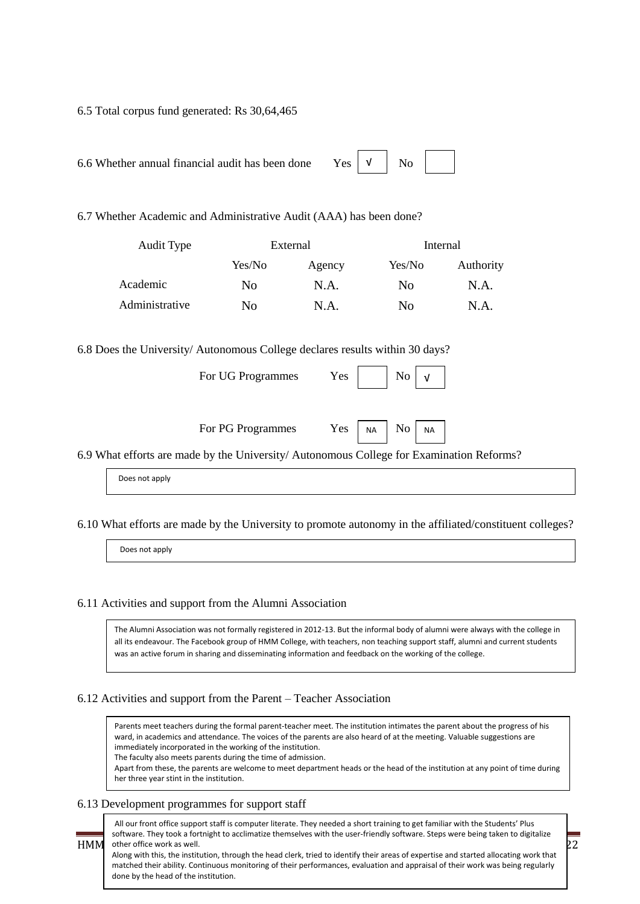6.5 Total corpus fund generated: Rs 30,64,465

6.6 Whether annual financial audit has been done Yes √ No

6.7 Whether Academic and Administrative Audit (AAA) has been done?

| Audit Type | External | | Internal | |
|---|---|---|---|---|
| | Yes/No | Agency | Yes/No | Authority |
| Academic | No | N.A. | No | N.A. |
| Administrative | No | N.A. | No | N.A. |

6.8 Does the University/ Autonomous College declares results within 30 days?

For UG Programmes Yes No √

For PG Programmes Yes NA No NA

6.9 What efforts are made by the University/ Autonomous College for Examination Reforms?

Does not apply

6.10 What efforts are made by the University to promote autonomy in the affiliated/constituent colleges?

Does not apply

6.11 Activities and support from the Alumni Association

The Alumni Association was not formally registered in 2012-13. But the informal body of alumni were always with the college in all its endeavour. The Facebook group of HMM College, with teachers, non teaching support staff, alumni and current students was an active forum in sharing and disseminating information and feedback on the working of the college.

6.12 Activities and support from the Parent – Teacher Association

Parents meet teachers during the formal parent-teacher meet. The institution intimates the parent about the progress of his ward, in academics and attendance. The voices of the parents are also heard of at the meeting. Valuable suggestions are immediately incorporated in the working of the institution.
The faculty also meets parents during the time of admission.
Apart from these, the parents are welcome to meet department heads or the head of the institution at any point of time during her three year stint in the institution.

6.13 Development programmes for support staff

All our front office support staff is computer literate. They needed a short training to get familiar with the Students' Plus software. They took a fortnight to acclimatize themselves with the user-friendly software. Steps were being taken to digitalize other office work as well.
Along with this, the institution, through the head clerk, tried to identify their areas of expertise and started allocating work that matched their ability. Continuous monitoring of their performances, evaluation and appraisal of their work was being regularly done by the head of the institution.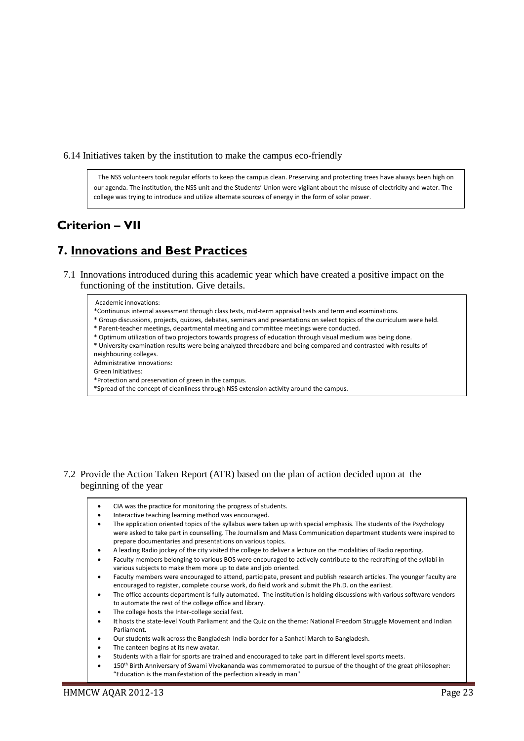6.14 Initiatives taken by the institution to make the campus eco-friendly

The NSS volunteers took regular efforts to keep the campus clean. Preserving and protecting trees have always been high on our agenda. The institution, the NSS unit and the Students' Union were vigilant about the misuse of electricity and water. The college was trying to introduce and utilize alternate sources of energy in the form of solar power.

## Criterion – VII

## 7. Innovations and Best Practices

7.1 Innovations introduced during this academic year which have created a positive impact on the functioning of the institution. Give details.

Academic innovations:
*Continuous internal assessment through class tests, mid-term appraisal tests and term end examinations.
* Group discussions, projects, quizzes, debates, seminars and presentations on select topics of the curriculum were held.
* Parent-teacher meetings, departmental meeting and committee meetings were conducted.
* Optimum utilization of two projectors towards progress of education through visual medium was being done.
* University examination results were being analyzed threadbare and being compared and contrasted with results of neighbouring colleges.
Administrative Innovations:
Green Initiatives:
*Protection and preservation of green in the campus.
*Spread of the concept of cleanliness through NSS extension activity around the campus.

7.2 Provide the Action Taken Report (ATR) based on the plan of action decided upon at the beginning of the year

- CIA was the practice for monitoring the progress of students.
- Interactive teaching learning method was encouraged.
- The application oriented topics of the syllabus were taken up with special emphasis. The students of the Psychology were asked to take part in counselling. The Journalism and Mass Communication department students were inspired to prepare documentaries and presentations on various topics.
- A leading Radio jockey of the city visited the college to deliver a lecture on the modalities of Radio reporting.
- Faculty members belonging to various BOS were encouraged to actively contribute to the redrafting of the syllabi in various subjects to make them more up to date and job oriented.
- Faculty members were encouraged to attend, participate, present and publish research articles. The younger faculty are encouraged to register, complete course work, do field work and submit the Ph.D. on the earliest.
- The office accounts department is fully automated. The institution is holding discussions with various software vendors to automate the rest of the college office and library.
- The college hosts the Inter-college social fest.
- It hosts the state-level Youth Parliament and the Quiz on the theme: National Freedom Struggle Movement and Indian Parliament.
- Our students walk across the Bangladesh-India border for a Sanhati March to Bangladesh.
- The canteen begins at its new avatar.
- Students with a flair for sports are trained and encouraged to take part in different level sports meets.
- 150th Birth Anniversary of Swami Vivekananda was commemorated to pursue of the thought of the great philosopher: "Education is the manifestation of the perfection already in man"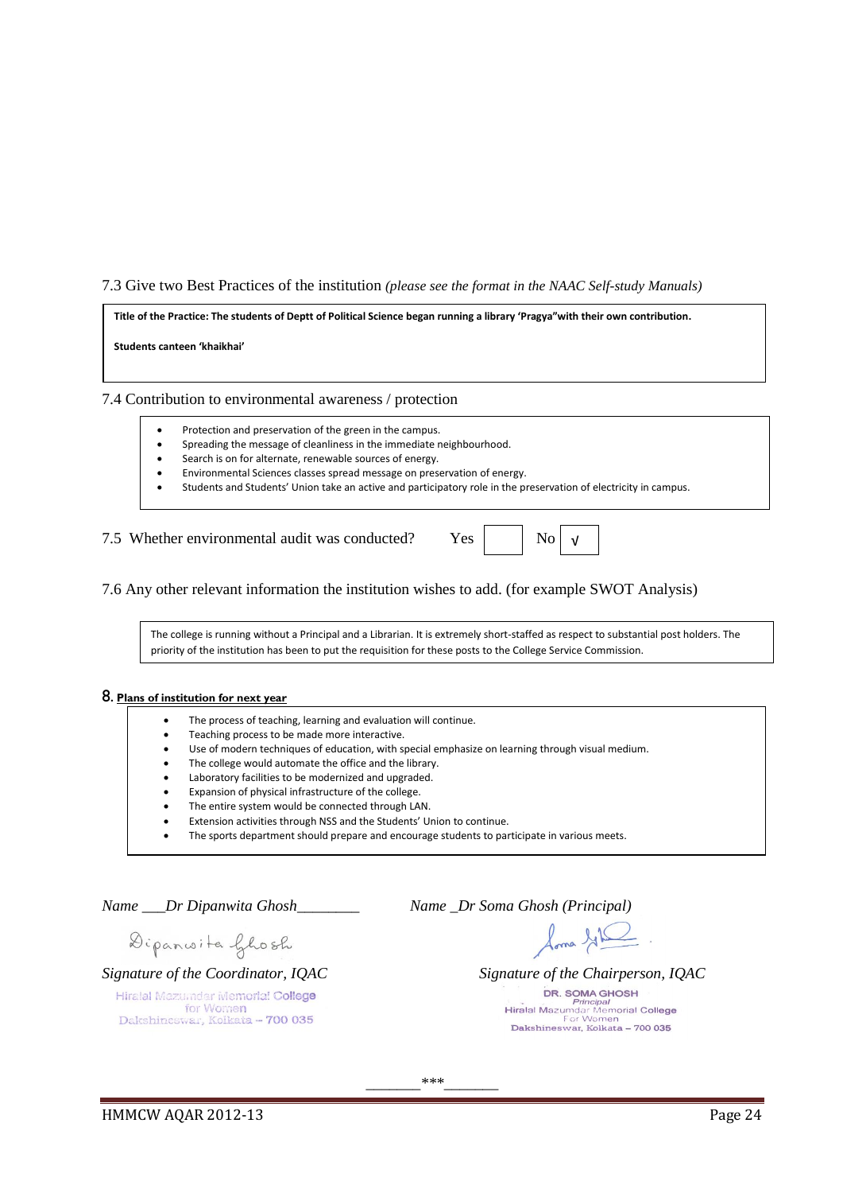7.3 Give two Best Practices of the institution *(please see the format in the NAAC Self-study Manuals)*

**Title of the Practice: The students of Deptt of Political Science began running a library 'Pragya"with their own contribution.**

**Students canteen 'khaikhai'**

7.4 Contribution to environmental awareness / protection

- Protection and preservation of the green in the campus.
- Spreading the message of cleanliness in the immediate neighbourhood.
- Search is on for alternate, renewable sources of energy.
- Environmental Sciences classes spread message on preservation of energy.
- Students and Students' Union take an active and participatory role in the preservation of electricity in campus.

7.5 Whether environmental audit was conducted? Yes [ ] No [√]

7.6 Any other relevant information the institution wishes to add. (for example SWOT Analysis)

The college is running without a Principal and a Librarian. It is extremely short-staffed as respect to substantial post holders. The priority of the institution has been to put the requisition for these posts to the College Service Commission.

## 8. Plans of institution for next year

- The process of teaching, learning and evaluation will continue.
- Teaching process to be made more interactive.
- Use of modern techniques of education, with special emphasize on learning through visual medium.
- The college would automate the office and the library.
- Laboratory facilities to be modernized and upgraded.
- Expansion of physical infrastructure of the college.
- The entire system would be connected through LAN.
- Extension activities through NSS and the Students' Union to continue.
- The sports department should prepare and encourage students to participate in various meets.

*Name \_\_\_Dr Dipanwita Ghosh\_\_\_\_\_\_\_\_*

Dipanwita Ghosh

*Signature of the Coordinator, IQAC*

Hiralal Mazumdar Memorial College for Women
Dakshineswar, Kolkata – 700 035

*Name \_Dr Soma Ghosh (Principal)*

*Signature of the Chairperson, IQAC*

DR. SOMA GHOSH
Principal
Hiralal Mazumdar Memorial College For Women
Dakshineswar, Kolkata – 700 035

\_\_\_\_\_\_\_\_\*\*\*\_\_\_\_\_\_\_\_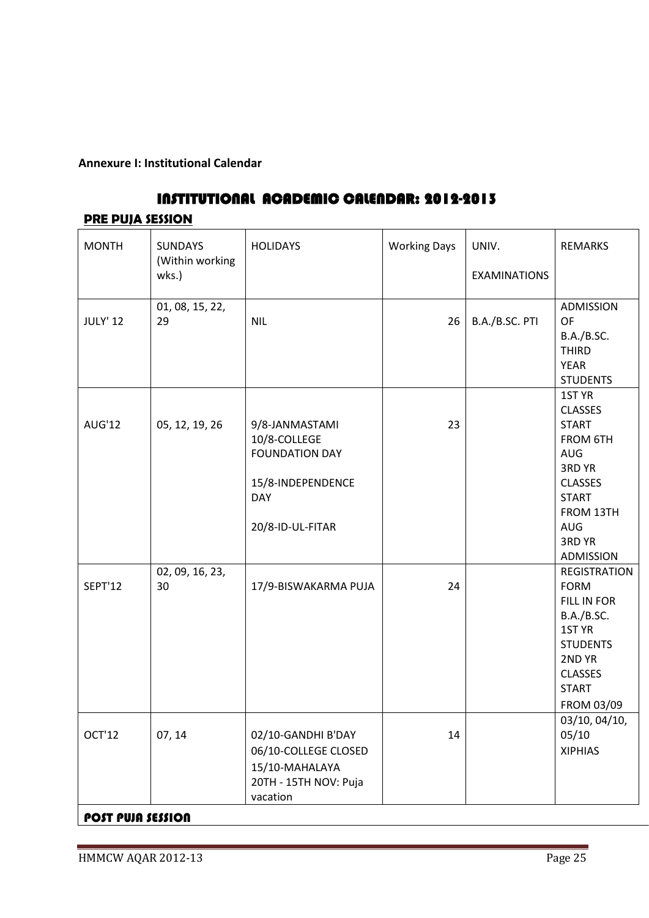**Annexure I: Institutional Calendar**

# INSTITUTIONAL ACADEMIC CALENDAR: 2012-2013

## PRE PUJA SESSION

| MONTH | SUNDAYS (Within working wks.) | HOLIDAYS | Working Days | UNIV. EXAMINATIONS | REMARKS |
|---|---|---|---|---|---|
| JULY' 12 | 01, 08, 15, 22, 29 | NIL | 26 | B.A./B.SC. PTI | ADMISSION OF B.A./B.SC. THIRD YEAR STUDENTS |
| AUG'12 | 05, 12, 19, 26 | 9/8-JANMASTAMI<br>10/8-COLLEGE FOUNDATION DAY<br>15/8-INDEPENDENCE DAY<br>20/8-ID-UL-FITAR | 23 | | 1ST YR CLASSES START FROM 6TH AUG<br>3RD YR CLASSES START FROM 13TH AUG<br>3RD YR ADMISSION |
| SEPT'12 | 02, 09, 16, 23, 30 | 17/9-BISWAKARMA PUJA | 24 | | REGISTRATION FORM FILL IN FOR B.A./B.SC. 1ST YR STUDENTS<br>2ND YR CLASSES START FROM 03/09 |
| OCT'12 | 07, 14 | 02/10-GANDHI B'DAY<br>06/10-COLLEGE CLOSED<br>15/10-MAHALAYA<br>20TH - 15TH NOV: Puja vacation | 14 | | 03/10, 04/10, 05/10 XIPHIAS |

## POST PUJA SESSION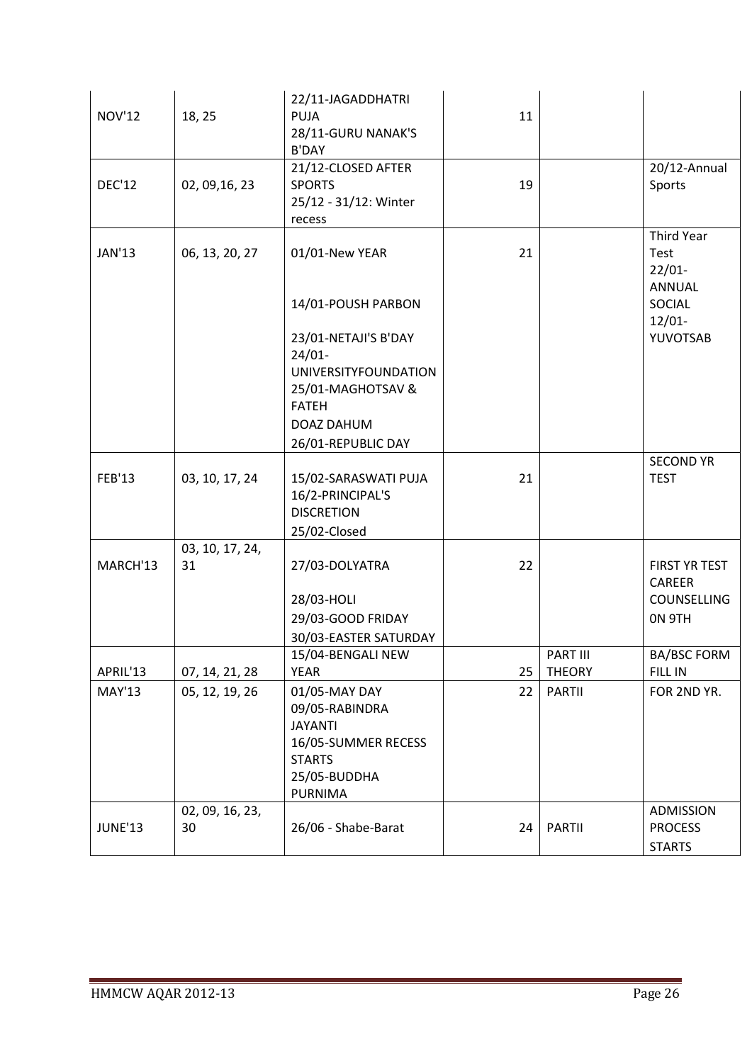| NOV'12 | 18, 25 | 22/11-JAGADDHATRI PUJA<br>28/11-GURU NANAK'S B'DAY | 11 | | |
|---|---|---|---|---|---|
| DEC'12 | 02, 09,16, 23 | 21/12-CLOSED AFTER SPORTS<br>25/12 - 31/12: Winter recess | 19 | | 20/12-Annual Sports |
| JAN'13 | 06, 13, 20, 27 | 01/01-New YEAR<br>14/01-POUSH PARBON<br>23/01-NETAJI'S B'DAY<br>24/01-UNIVERSITYFOUNDATION<br>25/01-MAGHOTSAV & FATEH DOAZ DAHUM<br>26/01-REPUBLIC DAY | 21 | | Third Year Test<br>22/01-ANNUAL SOCIAL<br>12/01-YUVOTSAB |
| FEB'13 | 03, 10, 17, 24 | 15/02-SARASWATI PUJA<br>16/2-PRINCIPAL'S DISCRETION<br>25/02-Closed | 21 | | SECOND YR TEST |
| MARCH'13 | 03, 10, 17, 24, 31 | 27/03-DOLYATRA<br>28/03-HOLI<br>29/03-GOOD FRIDAY<br>30/03-EASTER SATURDAY | 22 | | FIRST YR TEST<br>CAREER COUNSELLING 0N 9TH |
| APRIL'13 | 07, 14, 21, 28 | 15/04-BENGALI NEW YEAR | 25 | PART III THEORY | BA/BSC FORM FILL IN |
| MAY'13 | 05, 12, 19, 26 | 01/05-MAY DAY<br>09/05-RABINDRA JAYANTI<br>16/05-SUMMER RECESS STARTS<br>25/05-BUDDHA PURNIMA | 22 | PARTII | FOR 2ND YR. |
| JUNE'13 | 02, 09, 16, 23, 30 | 26/06 - Shabe-Barat | 24 | PARTII | ADMISSION PROCESS STARTS |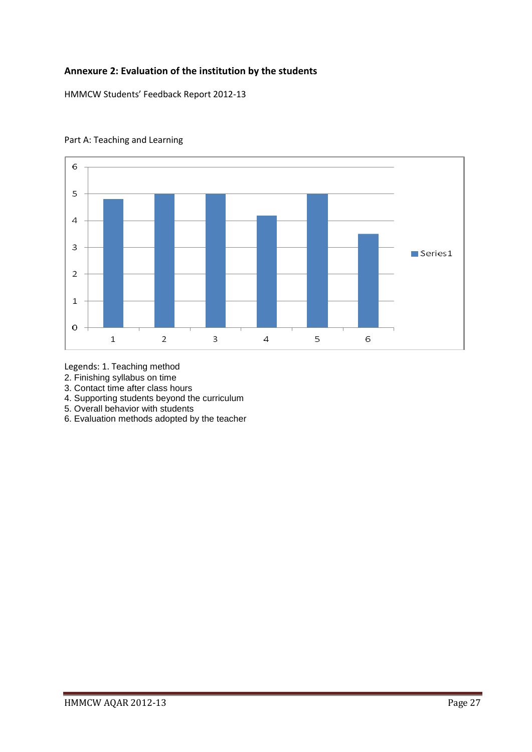## Annexure 2: Evaluation of the institution by the students

HMMCW Students' Feedback Report 2012-13

Part A: Teaching and Learning

Legends: 1. Teaching method
2. Finishing syllabus on time
3. Contact time after class hours
4. Supporting students beyond the curriculum
5. Overall behavior with students
6. Evaluation methods adopted by the teacher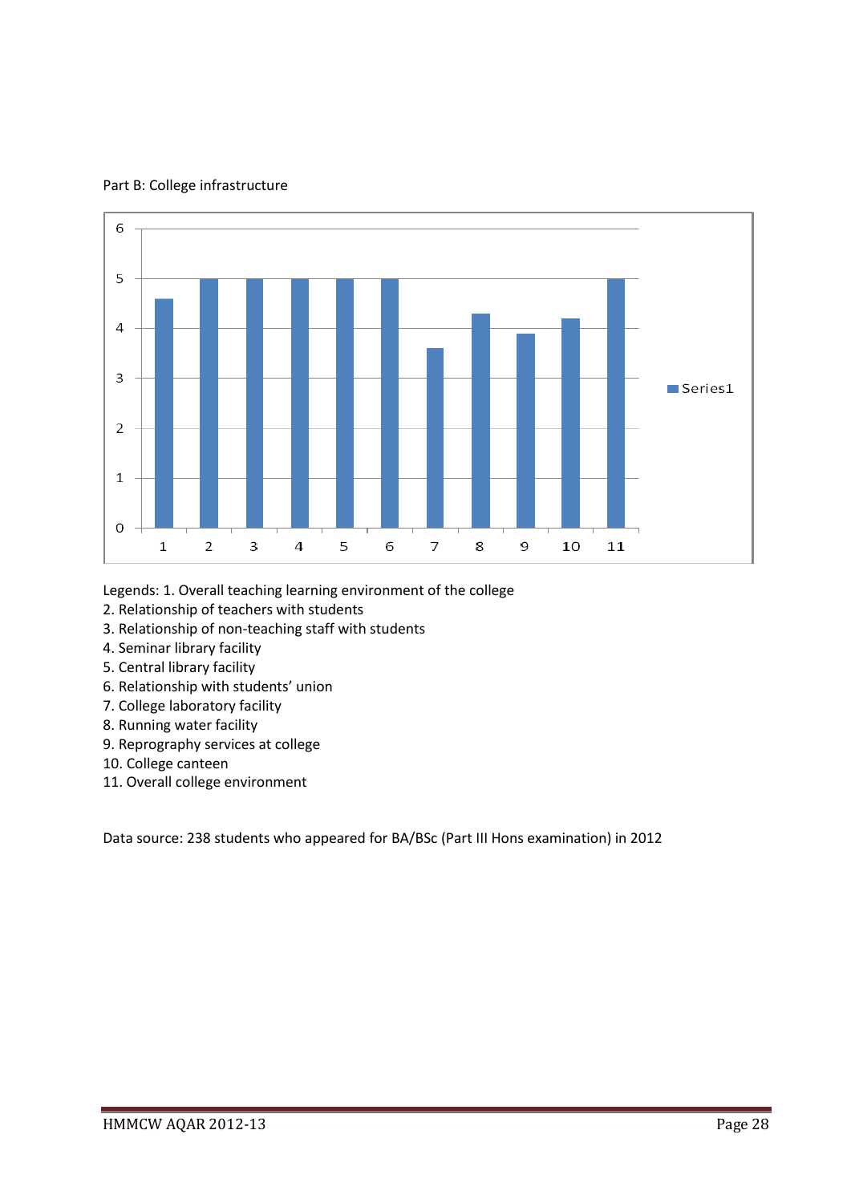Part B: College infrastructure

Legends: 1. Overall teaching learning environment of the college
2. Relationship of teachers with students
3. Relationship of non-teaching staff with students
4. Seminar library facility
5. Central library facility
6. Relationship with students' union
7. College laboratory facility
8. Running water facility
9. Reprography services at college
10. College canteen
11. Overall college environment

Data source: 238 students who appeared for BA/BSc (Part III Hons examination) in 2012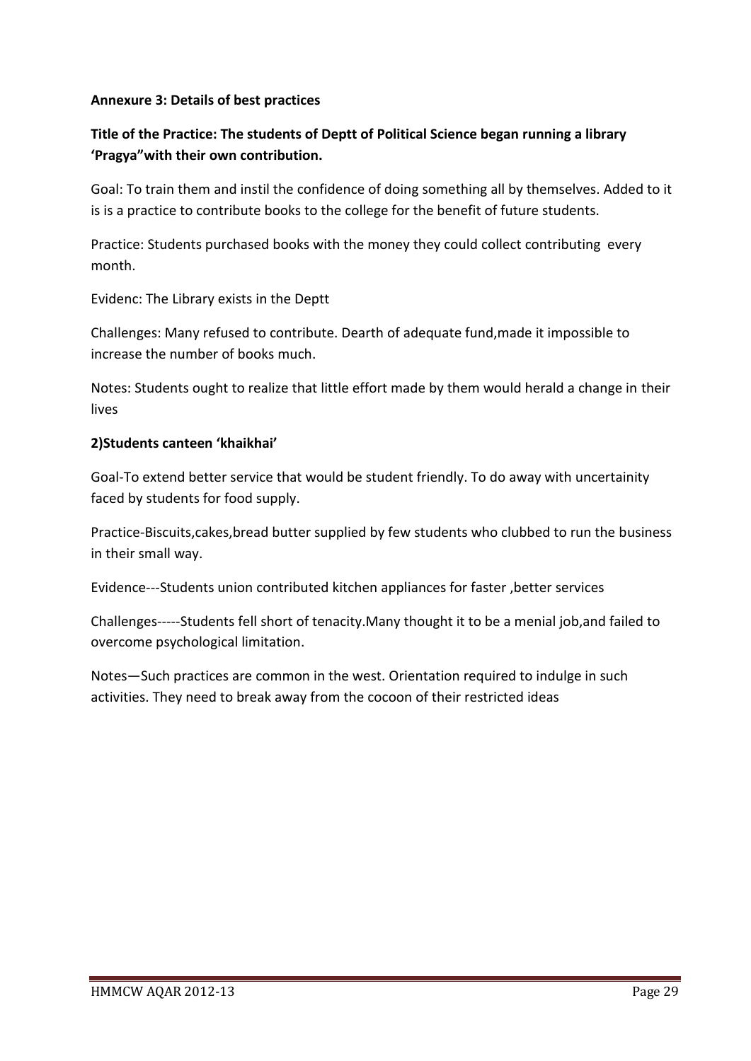**Annexure 3: Details of best practices**

**Title of the Practice: The students of Deptt of Political Science began running a library 'Pragya"with their own contribution.**

Goal: To train them and instil the confidence of doing something all by themselves. Added to it is is a practice to contribute books to the college for the benefit of future students.

Practice: Students purchased books with the money they could collect contributing every month.

Evidenc: The Library exists in the Deptt

Challenges: Many refused to contribute. Dearth of adequate fund,made it impossible to increase the number of books much.

Notes: Students ought to realize that little effort made by them would herald a change in their lives

**2)Students canteen 'khaikhai'**

Goal-To extend better service that would be student friendly. To do away with uncertainity faced by students for food supply.

Practice-Biscuits,cakes,bread butter supplied by few students who clubbed to run the business in their small way.

Evidence---Students union contributed kitchen appliances for faster ,better services

Challenges-----Students fell short of tenacity.Many thought it to be a menial job,and failed to overcome psychological limitation.

Notes—Such practices are common in the west. Orientation required to indulge in such activities. They need to break away from the cocoon of their restricted ideas